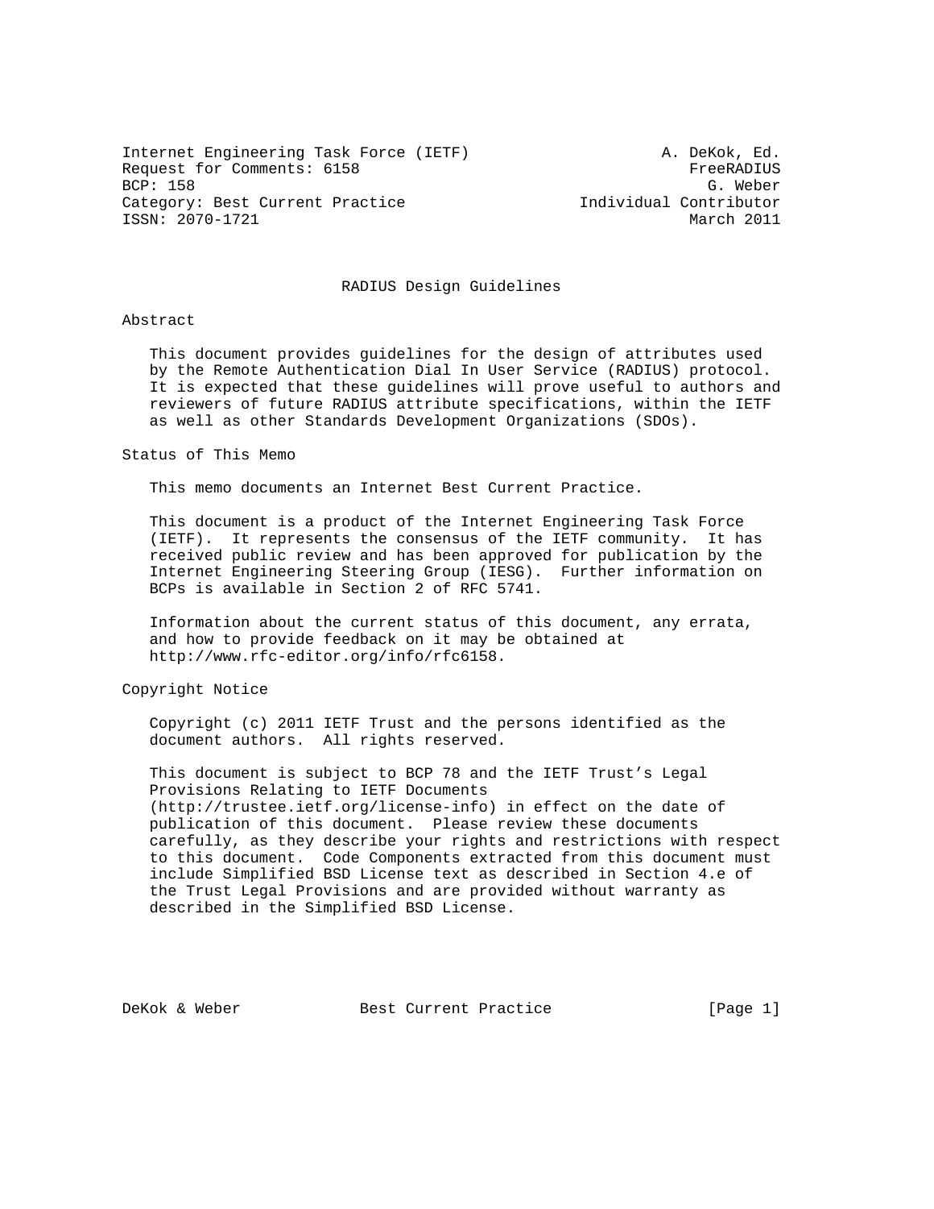Internet Engineering Task Force (IETF) A. DeKok, Ed.
Request for Comments: 6158 FreeRADIUS
BCP: 158 G. Weber
Category: Best Current Practice Individual Contributor
ISSN: 2070-1721 March 2011

# RADIUS Design Guidelines

## Abstract

This document provides guidelines for the design of attributes used by the Remote Authentication Dial In User Service (RADIUS) protocol. It is expected that these guidelines will prove useful to authors and reviewers of future RADIUS attribute specifications, within the IETF as well as other Standards Development Organizations (SDOs).

## Status of This Memo

This memo documents an Internet Best Current Practice.

This document is a product of the Internet Engineering Task Force (IETF). It represents the consensus of the IETF community. It has received public review and has been approved for publication by the Internet Engineering Steering Group (IESG). Further information on BCPs is available in Section 2 of RFC 5741.

Information about the current status of this document, any errata, and how to provide feedback on it may be obtained at http://www.rfc-editor.org/info/rfc6158.

## Copyright Notice

Copyright (c) 2011 IETF Trust and the persons identified as the document authors. All rights reserved.

This document is subject to BCP 78 and the IETF Trust's Legal Provisions Relating to IETF Documents (http://trustee.ietf.org/license-info) in effect on the date of publication of this document. Please review these documents carefully, as they describe your rights and restrictions with respect to this document. Code Components extracted from this document must include Simplified BSD License text as described in Section 4.e of the Trust Legal Provisions and are provided without warranty as described in the Simplified BSD License.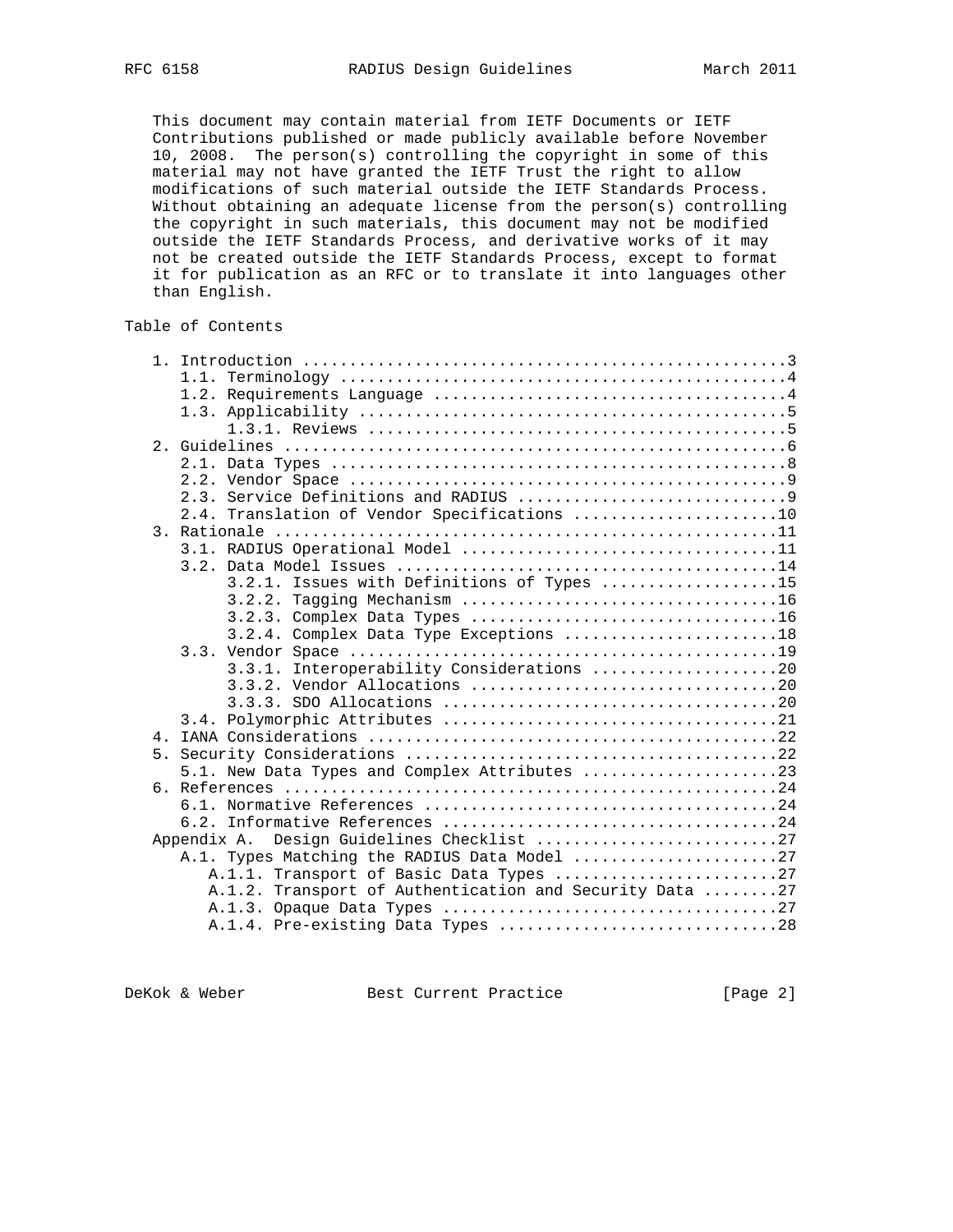This document may contain material from IETF Documents or IETF Contributions published or made publicly available before November 10, 2008. The person(s) controlling the copyright in some of this material may not have granted the IETF Trust the right to allow modifications of such material outside the IETF Standards Process. Without obtaining an adequate license from the person(s) controlling the copyright in such materials, this document may not be modified outside the IETF Standards Process, and derivative works of it may not be created outside the IETF Standards Process, except to format it for publication as an RFC or to translate it into languages other than English.

## Table of Contents

```
   1. Introduction ....................................................3
      1.1. Terminology ................................................4
      1.2. Requirements Language ......................................4
      1.3. Applicability ..............................................5
           1.3.1. Reviews .............................................5
   2. Guidelines ......................................................6
      2.1. Data Types .................................................8
      2.2. Vendor Space ...............................................9
      2.3. Service Definitions and RADIUS .............................9
      2.4. Translation of Vendor Specifications ......................10
   3. Rationale ......................................................11
      3.1. RADIUS Operational Model ..................................11
      3.2. Data Model Issues .........................................14
           3.2.1. Issues with Definitions of Types ...................15
           3.2.2. Tagging Mechanism ..................................16
           3.2.3. Complex Data Types .................................16
           3.2.4. Complex Data Type Exceptions .......................18
      3.3. Vendor Space ..............................................19
           3.3.1. Interoperability Considerations ....................20
           3.3.2. Vendor Allocations .................................20
           3.3.3. SDO Allocations ....................................20
      3.4. Polymorphic Attributes ....................................21
   4. IANA Considerations ............................................22
   5. Security Considerations ........................................22
      5.1. New Data Types and Complex Attributes .....................23
   6. References .....................................................24
      6.1. Normative References ......................................24
      6.2. Informative References ....................................24
   Appendix A.  Design Guidelines Checklist ..........................27
      A.1. Types Matching the RADIUS Data Model ......................27
         A.1.1. Transport of Basic Data Types ........................27
         A.1.2. Transport of Authentication and Security Data ........27
         A.1.3. Opaque Data Types ....................................27
         A.1.4. Pre-existing Data Types ..............................28
```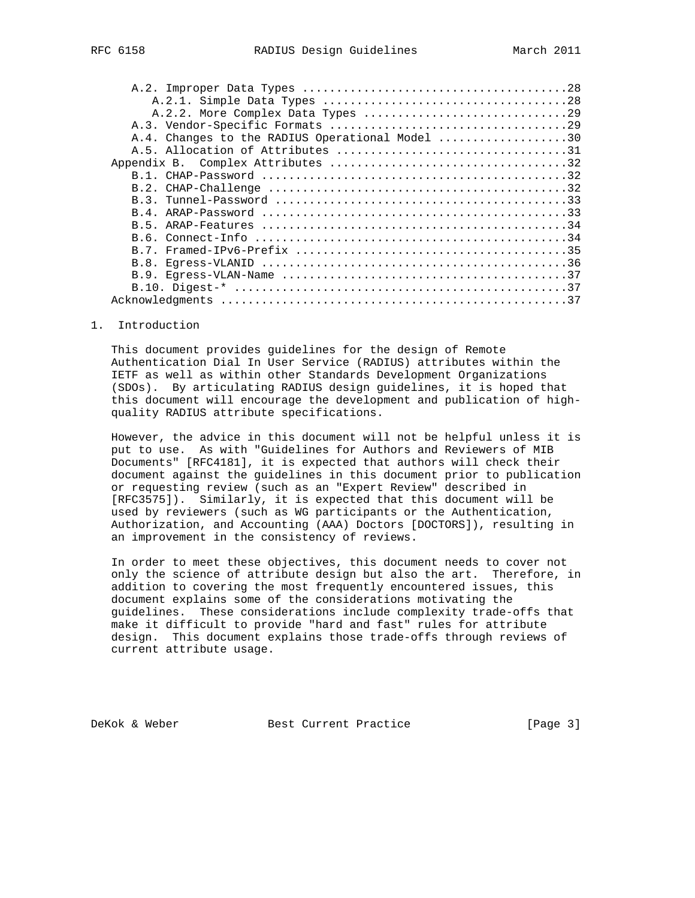A.2. Improper Data Types ......................................28
   A.2.1. Simple Data Types ...................................28
   A.2.2. More Complex Data Types .............................29
A.3. Vendor-Specific Formats ..................................29
A.4. Changes to the RADIUS Operational Model ..................30
A.5. Allocation of Attributes .................................31
Appendix B. Complex Attributes ..................................32
B.1. CHAP-Password ............................................32
B.2. CHAP-Challenge ...........................................32
B.3. Tunnel-Password ..........................................33
B.4. ARAP-Password ............................................33
B.5. ARAP-Features ............................................34
B.6. Connect-Info .............................................34
B.7. Framed-IPv6-Prefix .......................................35
B.8. Egress-VLANID ............................................36
B.9. Egress-VLAN-Name .........................................37
B.10. Digest-* ................................................37
Acknowledgments .................................................37

# 1. Introduction

This document provides guidelines for the design of Remote Authentication Dial In User Service (RADIUS) attributes within the IETF as well as within other Standards Development Organizations (SDOs). By articulating RADIUS design guidelines, it is hoped that this document will encourage the development and publication of high-quality RADIUS attribute specifications.

However, the advice in this document will not be helpful unless it is put to use. As with "Guidelines for Authors and Reviewers of MIB Documents" [RFC4181], it is expected that authors will check their document against the guidelines in this document prior to publication or requesting review (such as an "Expert Review" described in [RFC3575]). Similarly, it is expected that this document will be used by reviewers (such as WG participants or the Authentication, Authorization, and Accounting (AAA) Doctors [DOCTORS]), resulting in an improvement in the consistency of reviews.

In order to meet these objectives, this document needs to cover not only the science of attribute design but also the art. Therefore, in addition to covering the most frequently encountered issues, this document explains some of the considerations motivating the guidelines. These considerations include complexity trade-offs that make it difficult to provide "hard and fast" rules for attribute design. This document explains those trade-offs through reviews of current attribute usage.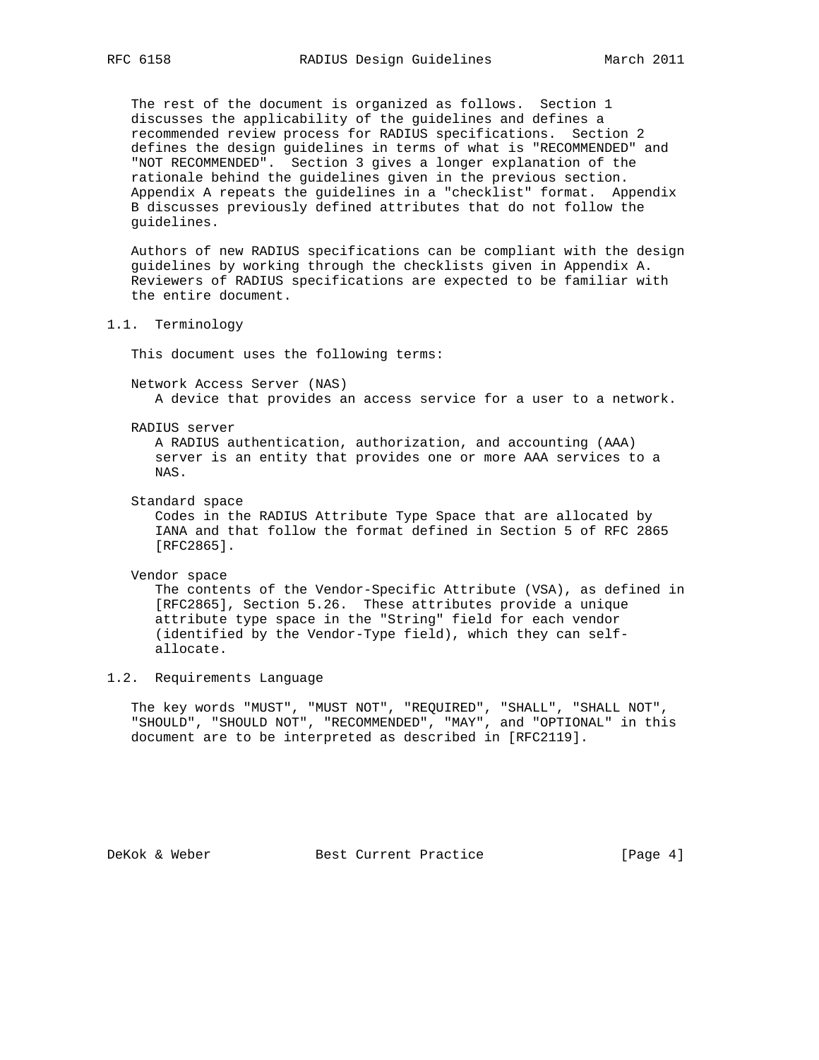The rest of the document is organized as follows. Section 1 discusses the applicability of the guidelines and defines a recommended review process for RADIUS specifications. Section 2 defines the design guidelines in terms of what is "RECOMMENDED" and "NOT RECOMMENDED". Section 3 gives a longer explanation of the rationale behind the guidelines given in the previous section. Appendix A repeats the guidelines in a "checklist" format. Appendix B discusses previously defined attributes that do not follow the guidelines.

Authors of new RADIUS specifications can be compliant with the design guidelines by working through the checklists given in Appendix A. Reviewers of RADIUS specifications are expected to be familiar with the entire document.

## 1.1. Terminology

This document uses the following terms:

Network Access Server (NAS)
: A device that provides an access service for a user to a network.

RADIUS server
: A RADIUS authentication, authorization, and accounting (AAA) server is an entity that provides one or more AAA services to a NAS.

Standard space
: Codes in the RADIUS Attribute Type Space that are allocated by IANA and that follow the format defined in Section 5 of RFC 2865 [RFC2865].

Vendor space
: The contents of the Vendor-Specific Attribute (VSA), as defined in [RFC2865], Section 5.26. These attributes provide a unique attribute type space in the "String" field for each vendor (identified by the Vendor-Type field), which they can self-allocate.

## 1.2. Requirements Language

The key words "MUST", "MUST NOT", "REQUIRED", "SHALL", "SHALL NOT", "SHOULD", "SHOULD NOT", "RECOMMENDED", "MAY", and "OPTIONAL" in this document are to be interpreted as described in [RFC2119].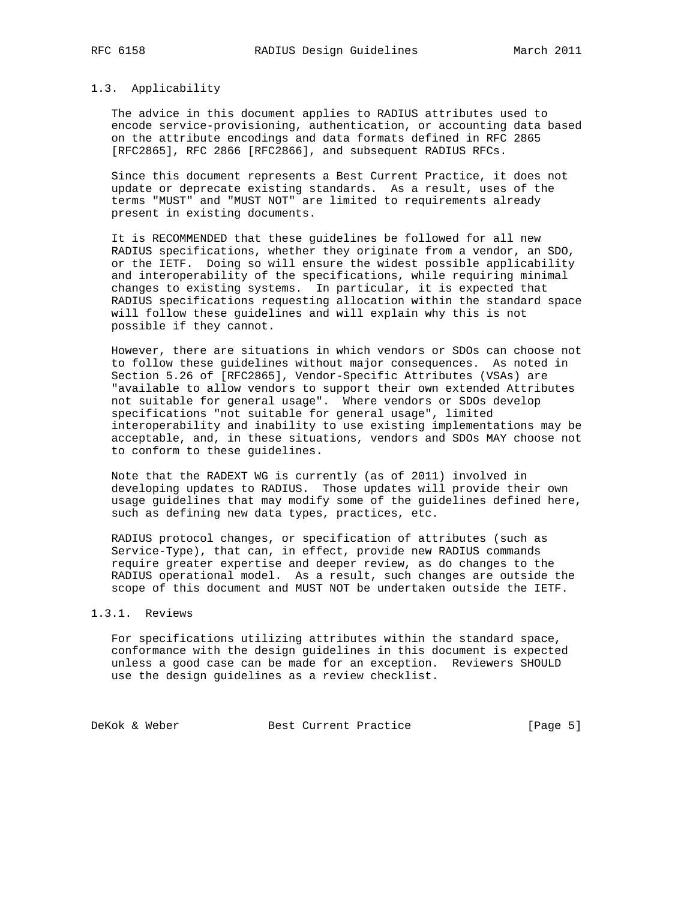### 1.3. Applicability

The advice in this document applies to RADIUS attributes used to encode service-provisioning, authentication, or accounting data based on the attribute encodings and data formats defined in RFC 2865 [RFC2865], RFC 2866 [RFC2866], and subsequent RADIUS RFCs.

Since this document represents a Best Current Practice, it does not update or deprecate existing standards. As a result, uses of the terms "MUST" and "MUST NOT" are limited to requirements already present in existing documents.

It is RECOMMENDED that these guidelines be followed for all new RADIUS specifications, whether they originate from a vendor, an SDO, or the IETF. Doing so will ensure the widest possible applicability and interoperability of the specifications, while requiring minimal changes to existing systems. In particular, it is expected that RADIUS specifications requesting allocation within the standard space will follow these guidelines and will explain why this is not possible if they cannot.

However, there are situations in which vendors or SDOs can choose not to follow these guidelines without major consequences. As noted in Section 5.26 of [RFC2865], Vendor-Specific Attributes (VSAs) are "available to allow vendors to support their own extended Attributes not suitable for general usage". Where vendors or SDOs develop specifications "not suitable for general usage", limited interoperability and inability to use existing implementations may be acceptable, and, in these situations, vendors and SDOs MAY choose not to conform to these guidelines.

Note that the RADEXT WG is currently (as of 2011) involved in developing updates to RADIUS. Those updates will provide their own usage guidelines that may modify some of the guidelines defined here, such as defining new data types, practices, etc.

RADIUS protocol changes, or specification of attributes (such as Service-Type), that can, in effect, provide new RADIUS commands require greater expertise and deeper review, as do changes to the RADIUS operational model. As a result, such changes are outside the scope of this document and MUST NOT be undertaken outside the IETF.

#### 1.3.1. Reviews

For specifications utilizing attributes within the standard space, conformance with the design guidelines in this document is expected unless a good case can be made for an exception. Reviewers SHOULD use the design guidelines as a review checklist.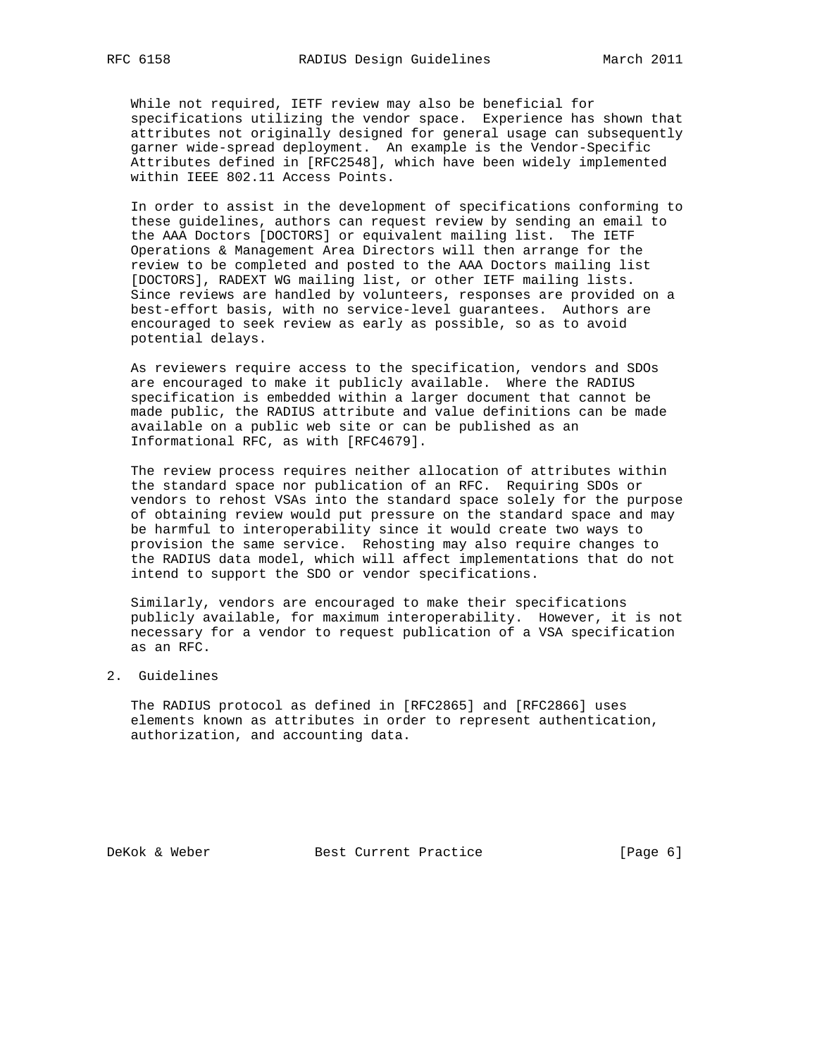While not required, IETF review may also be beneficial for specifications utilizing the vendor space. Experience has shown that attributes not originally designed for general usage can subsequently garner wide-spread deployment. An example is the Vendor-Specific Attributes defined in [RFC2548], which have been widely implemented within IEEE 802.11 Access Points.

In order to assist in the development of specifications conforming to these guidelines, authors can request review by sending an email to the AAA Doctors [DOCTORS] or equivalent mailing list. The IETF Operations & Management Area Directors will then arrange for the review to be completed and posted to the AAA Doctors mailing list [DOCTORS], RADEXT WG mailing list, or other IETF mailing lists. Since reviews are handled by volunteers, responses are provided on a best-effort basis, with no service-level guarantees. Authors are encouraged to seek review as early as possible, so as to avoid potential delays.

As reviewers require access to the specification, vendors and SDOs are encouraged to make it publicly available. Where the RADIUS specification is embedded within a larger document that cannot be made public, the RADIUS attribute and value definitions can be made available on a public web site or can be published as an Informational RFC, as with [RFC4679].

The review process requires neither allocation of attributes within the standard space nor publication of an RFC. Requiring SDOs or vendors to rehost VSAs into the standard space solely for the purpose of obtaining review would put pressure on the standard space and may be harmful to interoperability since it would create two ways to provision the same service. Rehosting may also require changes to the RADIUS data model, which will affect implementations that do not intend to support the SDO or vendor specifications.

Similarly, vendors are encouraged to make their specifications publicly available, for maximum interoperability. However, it is not necessary for a vendor to request publication of a VSA specification as an RFC.

## 2. Guidelines

The RADIUS protocol as defined in [RFC2865] and [RFC2866] uses elements known as attributes in order to represent authentication, authorization, and accounting data.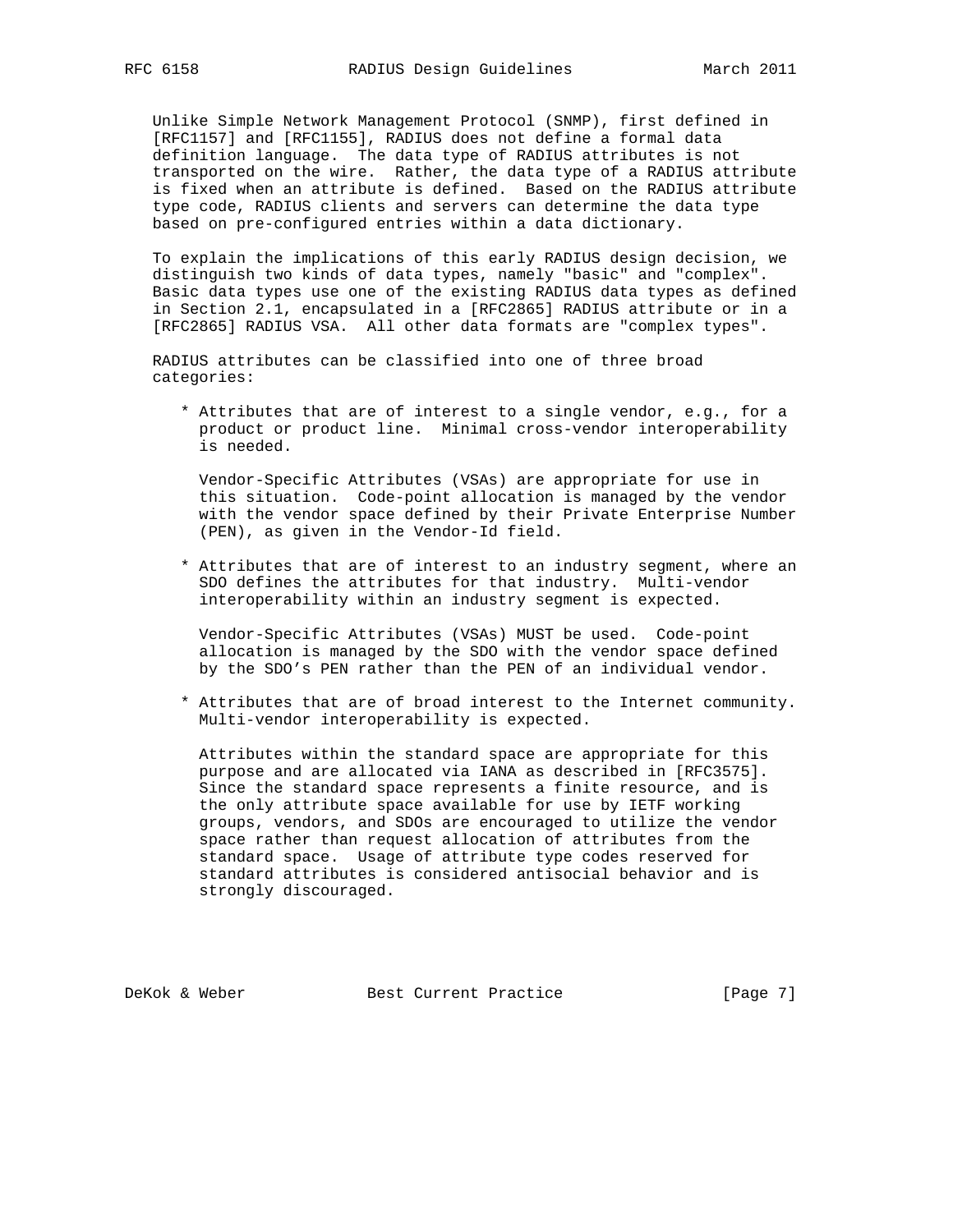Unlike Simple Network Management Protocol (SNMP), first defined in [RFC1157] and [RFC1155], RADIUS does not define a formal data definition language. The data type of RADIUS attributes is not transported on the wire. Rather, the data type of a RADIUS attribute is fixed when an attribute is defined. Based on the RADIUS attribute type code, RADIUS clients and servers can determine the data type based on pre-configured entries within a data dictionary.

To explain the implications of this early RADIUS design decision, we distinguish two kinds of data types, namely "basic" and "complex". Basic data types use one of the existing RADIUS data types as defined in Section 2.1, encapsulated in a [RFC2865] RADIUS attribute or in a [RFC2865] RADIUS VSA. All other data formats are "complex types".

RADIUS attributes can be classified into one of three broad categories:

* Attributes that are of interest to a single vendor, e.g., for a product or product line. Minimal cross-vendor interoperability is needed.

  Vendor-Specific Attributes (VSAs) are appropriate for use in this situation. Code-point allocation is managed by the vendor with the vendor space defined by their Private Enterprise Number (PEN), as given in the Vendor-Id field.

* Attributes that are of interest to an industry segment, where an SDO defines the attributes for that industry. Multi-vendor interoperability within an industry segment is expected.

  Vendor-Specific Attributes (VSAs) MUST be used. Code-point allocation is managed by the SDO with the vendor space defined by the SDO's PEN rather than the PEN of an individual vendor.

* Attributes that are of broad interest to the Internet community. Multi-vendor interoperability is expected.

  Attributes within the standard space are appropriate for this purpose and are allocated via IANA as described in [RFC3575]. Since the standard space represents a finite resource, and is the only attribute space available for use by IETF working groups, vendors, and SDOs are encouraged to utilize the vendor space rather than request allocation of attributes from the standard space. Usage of attribute type codes reserved for standard attributes is considered antisocial behavior and is strongly discouraged.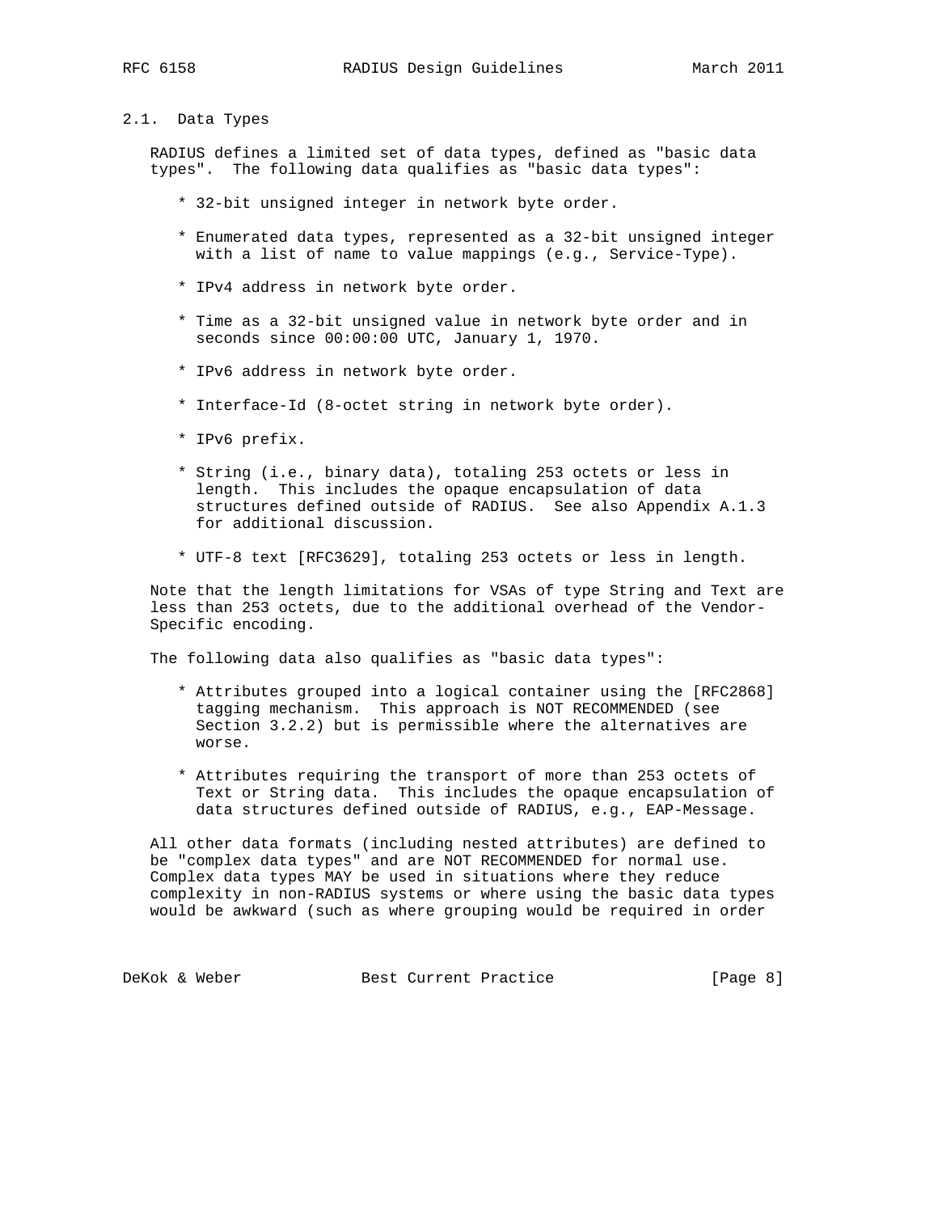### 2.1. Data Types

RADIUS defines a limited set of data types, defined as "basic data types". The following data qualifies as "basic data types":

* 32-bit unsigned integer in network byte order.
* Enumerated data types, represented as a 32-bit unsigned integer with a list of name to value mappings (e.g., Service-Type).
* IPv4 address in network byte order.
* Time as a 32-bit unsigned value in network byte order and in seconds since 00:00:00 UTC, January 1, 1970.
* IPv6 address in network byte order.
* Interface-Id (8-octet string in network byte order).
* IPv6 prefix.
* String (i.e., binary data), totaling 253 octets or less in length. This includes the opaque encapsulation of data structures defined outside of RADIUS. See also Appendix A.1.3 for additional discussion.
* UTF-8 text [RFC3629], totaling 253 octets or less in length.

Note that the length limitations for VSAs of type String and Text are less than 253 octets, due to the additional overhead of the Vendor-Specific encoding.

The following data also qualifies as "basic data types":

* Attributes grouped into a logical container using the [RFC2868] tagging mechanism. This approach is NOT RECOMMENDED (see Section 3.2.2) but is permissible where the alternatives are worse.
* Attributes requiring the transport of more than 253 octets of Text or String data. This includes the opaque encapsulation of data structures defined outside of RADIUS, e.g., EAP-Message.

All other data formats (including nested attributes) are defined to be "complex data types" and are NOT RECOMMENDED for normal use. Complex data types MAY be used in situations where they reduce complexity in non-RADIUS systems or where using the basic data types would be awkward (such as where grouping would be required in order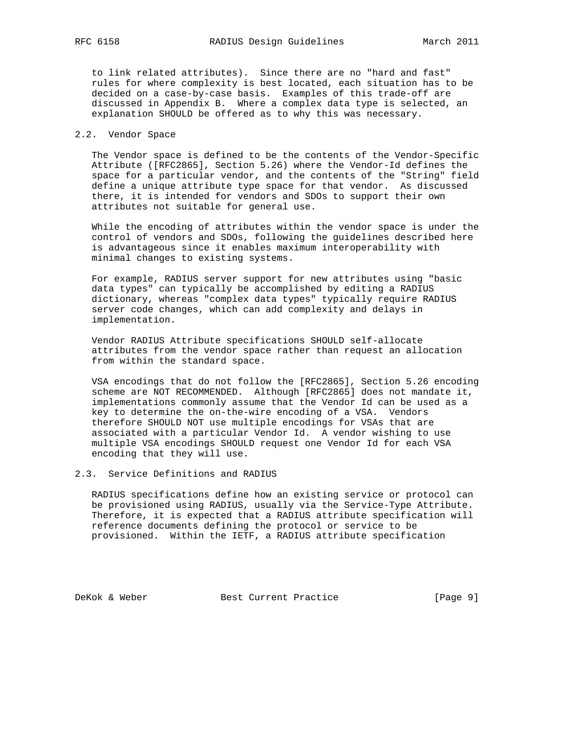to link related attributes). Since there are no "hard and fast" rules for where complexity is best located, each situation has to be decided on a case-by-case basis. Examples of this trade-off are discussed in Appendix B. Where a complex data type is selected, an explanation SHOULD be offered as to why this was necessary.

## 2.2. Vendor Space

The Vendor space is defined to be the contents of the Vendor-Specific Attribute ([RFC2865], Section 5.26) where the Vendor-Id defines the space for a particular vendor, and the contents of the "String" field define a unique attribute type space for that vendor. As discussed there, it is intended for vendors and SDOs to support their own attributes not suitable for general use.

While the encoding of attributes within the vendor space is under the control of vendors and SDOs, following the guidelines described here is advantageous since it enables maximum interoperability with minimal changes to existing systems.

For example, RADIUS server support for new attributes using "basic data types" can typically be accomplished by editing a RADIUS dictionary, whereas "complex data types" typically require RADIUS server code changes, which can add complexity and delays in implementation.

Vendor RADIUS Attribute specifications SHOULD self-allocate attributes from the vendor space rather than request an allocation from within the standard space.

VSA encodings that do not follow the [RFC2865], Section 5.26 encoding scheme are NOT RECOMMENDED. Although [RFC2865] does not mandate it, implementations commonly assume that the Vendor Id can be used as a key to determine the on-the-wire encoding of a VSA. Vendors therefore SHOULD NOT use multiple encodings for VSAs that are associated with a particular Vendor Id. A vendor wishing to use multiple VSA encodings SHOULD request one Vendor Id for each VSA encoding that they will use.

## 2.3. Service Definitions and RADIUS

RADIUS specifications define how an existing service or protocol can be provisioned using RADIUS, usually via the Service-Type Attribute. Therefore, it is expected that a RADIUS attribute specification will reference documents defining the protocol or service to be provisioned. Within the IETF, a RADIUS attribute specification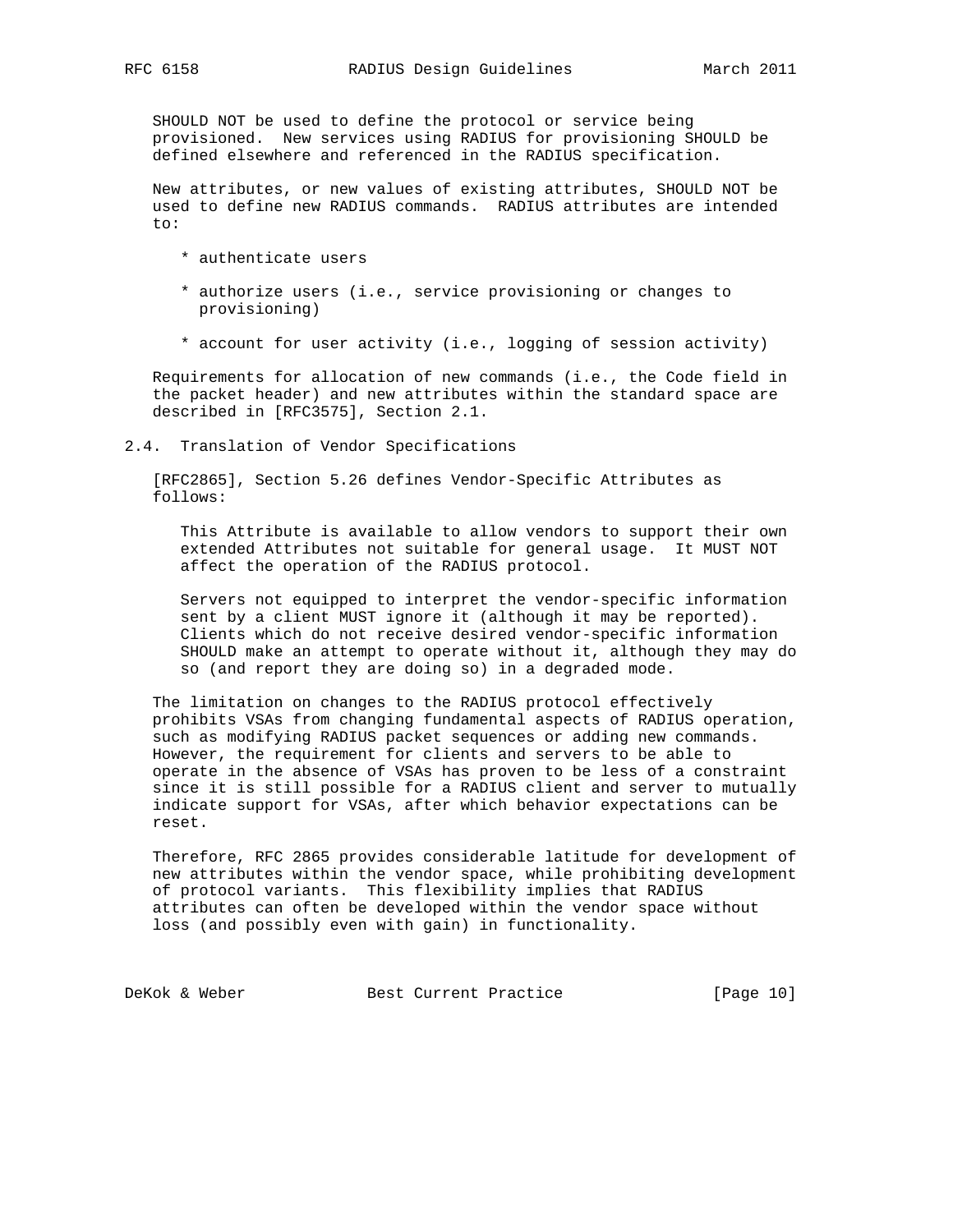SHOULD NOT be used to define the protocol or service being provisioned. New services using RADIUS for provisioning SHOULD be defined elsewhere and referenced in the RADIUS specification.

New attributes, or new values of existing attributes, SHOULD NOT be used to define new RADIUS commands. RADIUS attributes are intended to:

* authenticate users
* authorize users (i.e., service provisioning or changes to provisioning)
* account for user activity (i.e., logging of session activity)

Requirements for allocation of new commands (i.e., the Code field in the packet header) and new attributes within the standard space are described in [RFC3575], Section 2.1.

## 2.4. Translation of Vendor Specifications

[RFC2865], Section 5.26 defines Vendor-Specific Attributes as follows:

> This Attribute is available to allow vendors to support their own extended Attributes not suitable for general usage. It MUST NOT affect the operation of the RADIUS protocol.
>
> Servers not equipped to interpret the vendor-specific information sent by a client MUST ignore it (although it may be reported). Clients which do not receive desired vendor-specific information SHOULD make an attempt to operate without it, although they may do so (and report they are doing so) in a degraded mode.

The limitation on changes to the RADIUS protocol effectively prohibits VSAs from changing fundamental aspects of RADIUS operation, such as modifying RADIUS packet sequences or adding new commands. However, the requirement for clients and servers to be able to operate in the absence of VSAs has proven to be less of a constraint since it is still possible for a RADIUS client and server to mutually indicate support for VSAs, after which behavior expectations can be reset.

Therefore, RFC 2865 provides considerable latitude for development of new attributes within the vendor space, while prohibiting development of protocol variants. This flexibility implies that RADIUS attributes can often be developed within the vendor space without loss (and possibly even with gain) in functionality.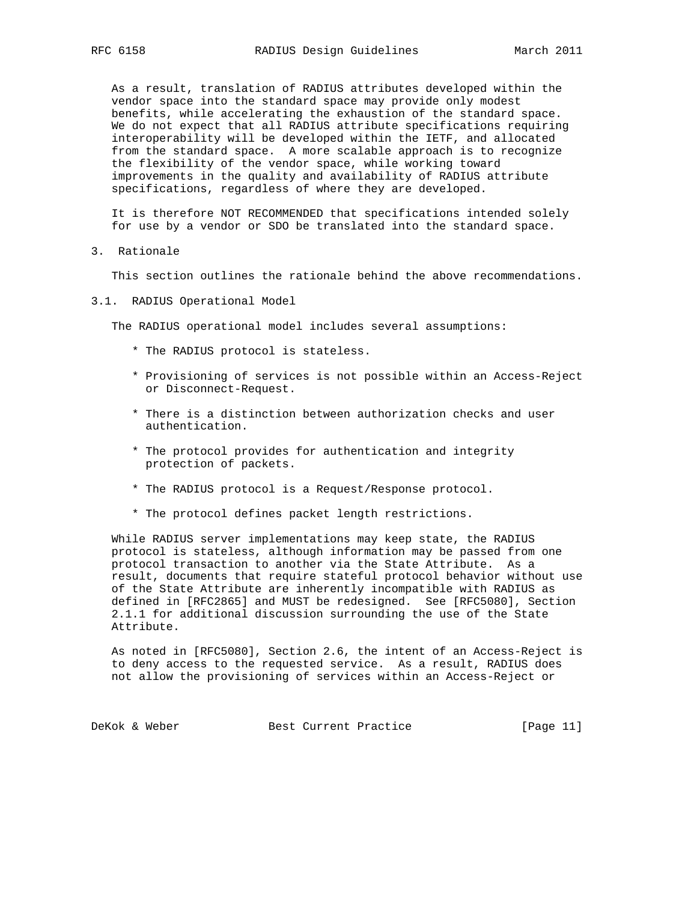As a result, translation of RADIUS attributes developed within the vendor space into the standard space may provide only modest benefits, while accelerating the exhaustion of the standard space. We do not expect that all RADIUS attribute specifications requiring interoperability will be developed within the IETF, and allocated from the standard space. A more scalable approach is to recognize the flexibility of the vendor space, while working toward improvements in the quality and availability of RADIUS attribute specifications, regardless of where they are developed.

It is therefore NOT RECOMMENDED that specifications intended solely for use by a vendor or SDO be translated into the standard space.

# 3. Rationale

This section outlines the rationale behind the above recommendations.

## 3.1. RADIUS Operational Model

The RADIUS operational model includes several assumptions:

* The RADIUS protocol is stateless.
* Provisioning of services is not possible within an Access-Reject or Disconnect-Request.
* There is a distinction between authorization checks and user authentication.
* The protocol provides for authentication and integrity protection of packets.
* The RADIUS protocol is a Request/Response protocol.
* The protocol defines packet length restrictions.

While RADIUS server implementations may keep state, the RADIUS protocol is stateless, although information may be passed from one protocol transaction to another via the State Attribute. As a result, documents that require stateful protocol behavior without use of the State Attribute are inherently incompatible with RADIUS as defined in [RFC2865] and MUST be redesigned. See [RFC5080], Section 2.1.1 for additional discussion surrounding the use of the State Attribute.

As noted in [RFC5080], Section 2.6, the intent of an Access-Reject is to deny access to the requested service. As a result, RADIUS does not allow the provisioning of services within an Access-Reject or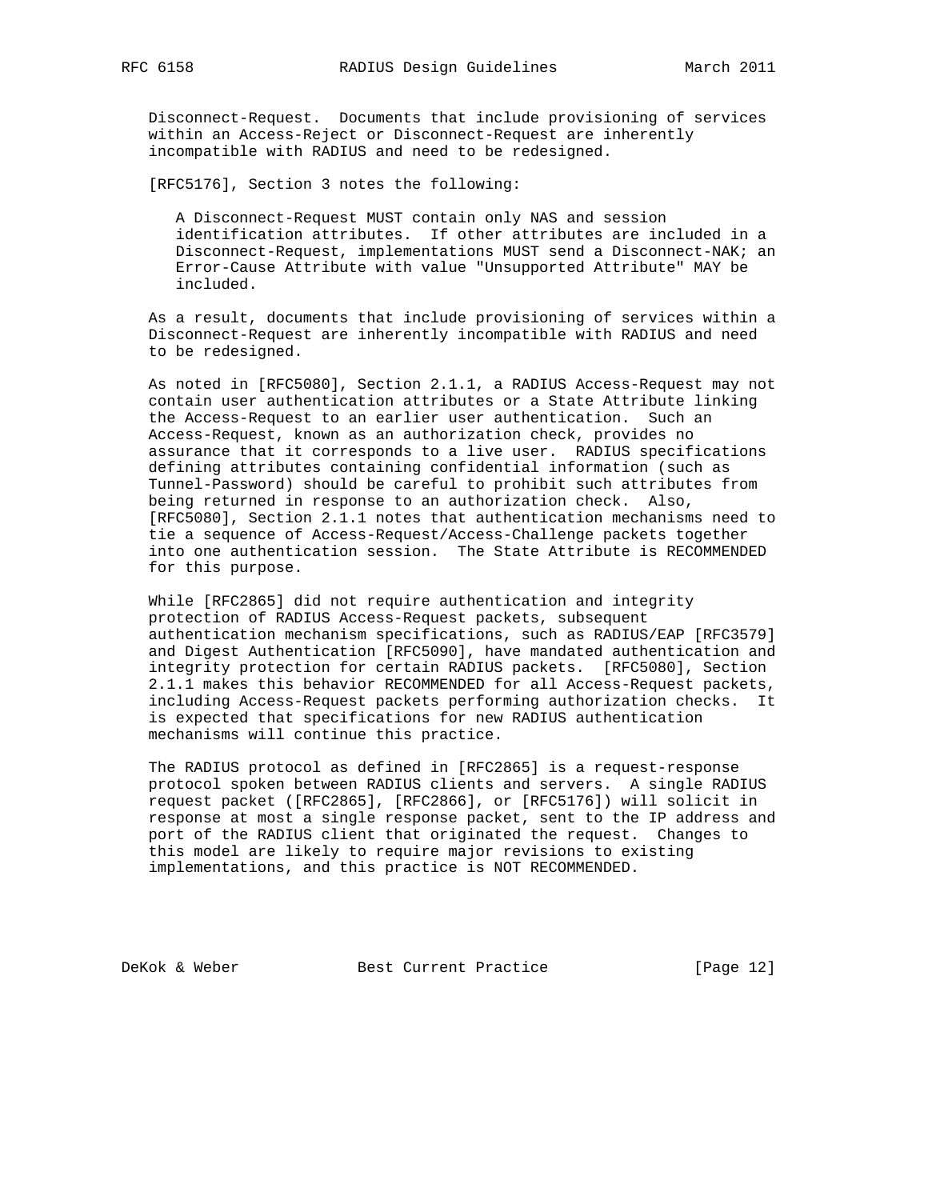Disconnect-Request. Documents that include provisioning of services within an Access-Reject or Disconnect-Request are inherently incompatible with RADIUS and need to be redesigned.

[RFC5176], Section 3 notes the following:

> A Disconnect-Request MUST contain only NAS and session identification attributes. If other attributes are included in a Disconnect-Request, implementations MUST send a Disconnect-NAK; an Error-Cause Attribute with value "Unsupported Attribute" MAY be included.

As a result, documents that include provisioning of services within a Disconnect-Request are inherently incompatible with RADIUS and need to be redesigned.

As noted in [RFC5080], Section 2.1.1, a RADIUS Access-Request may not contain user authentication attributes or a State Attribute linking the Access-Request to an earlier user authentication. Such an Access-Request, known as an authorization check, provides no assurance that it corresponds to a live user. RADIUS specifications defining attributes containing confidential information (such as Tunnel-Password) should be careful to prohibit such attributes from being returned in response to an authorization check. Also, [RFC5080], Section 2.1.1 notes that authentication mechanisms need to tie a sequence of Access-Request/Access-Challenge packets together into one authentication session. The State Attribute is RECOMMENDED for this purpose.

While [RFC2865] did not require authentication and integrity protection of RADIUS Access-Request packets, subsequent authentication mechanism specifications, such as RADIUS/EAP [RFC3579] and Digest Authentication [RFC5090], have mandated authentication and integrity protection for certain RADIUS packets. [RFC5080], Section 2.1.1 makes this behavior RECOMMENDED for all Access-Request packets, including Access-Request packets performing authorization checks. It is expected that specifications for new RADIUS authentication mechanisms will continue this practice.

The RADIUS protocol as defined in [RFC2865] is a request-response protocol spoken between RADIUS clients and servers. A single RADIUS request packet ([RFC2865], [RFC2866], or [RFC5176]) will solicit in response at most a single response packet, sent to the IP address and port of the RADIUS client that originated the request. Changes to this model are likely to require major revisions to existing implementations, and this practice is NOT RECOMMENDED.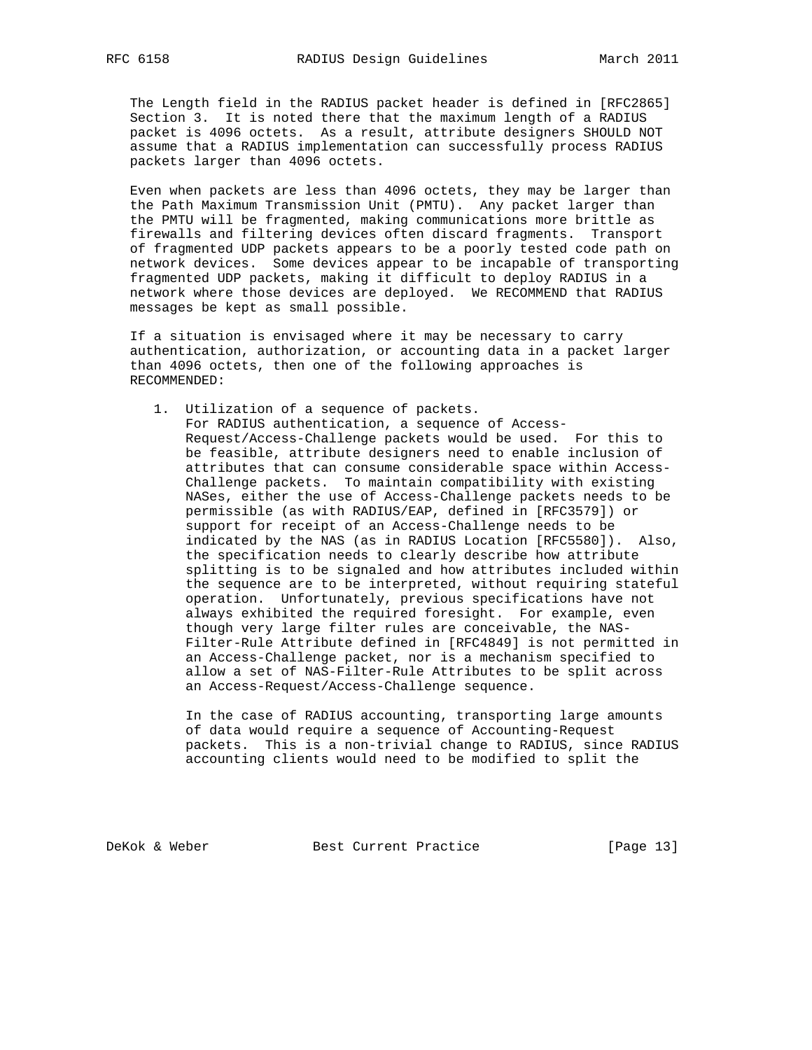The Length field in the RADIUS packet header is defined in [RFC2865] Section 3. It is noted there that the maximum length of a RADIUS packet is 4096 octets. As a result, attribute designers SHOULD NOT assume that a RADIUS implementation can successfully process RADIUS packets larger than 4096 octets.

Even when packets are less than 4096 octets, they may be larger than the Path Maximum Transmission Unit (PMTU). Any packet larger than the PMTU will be fragmented, making communications more brittle as firewalls and filtering devices often discard fragments. Transport of fragmented UDP packets appears to be a poorly tested code path on network devices. Some devices appear to be incapable of transporting fragmented UDP packets, making it difficult to deploy RADIUS in a network where those devices are deployed. We RECOMMEND that RADIUS messages be kept as small possible.

If a situation is envisaged where it may be necessary to carry authentication, authorization, or accounting data in a packet larger than 4096 octets, then one of the following approaches is RECOMMENDED:

1. Utilization of a sequence of packets.
   For RADIUS authentication, a sequence of Access-Request/Access-Challenge packets would be used. For this to be feasible, attribute designers need to enable inclusion of attributes that can consume considerable space within Access-Challenge packets. To maintain compatibility with existing NASes, either the use of Access-Challenge packets needs to be permissible (as with RADIUS/EAP, defined in [RFC3579]) or support for receipt of an Access-Challenge needs to be indicated by the NAS (as in RADIUS Location [RFC5580]). Also, the specification needs to clearly describe how attribute splitting is to be signaled and how attributes included within the sequence are to be interpreted, without requiring stateful operation. Unfortunately, previous specifications have not always exhibited the required foresight. For example, even though very large filter rules are conceivable, the NAS-Filter-Rule Attribute defined in [RFC4849] is not permitted in an Access-Challenge packet, nor is a mechanism specified to allow a set of NAS-Filter-Rule Attributes to be split across an Access-Request/Access-Challenge sequence.

   In the case of RADIUS accounting, transporting large amounts of data would require a sequence of Accounting-Request packets. This is a non-trivial change to RADIUS, since RADIUS accounting clients would need to be modified to split the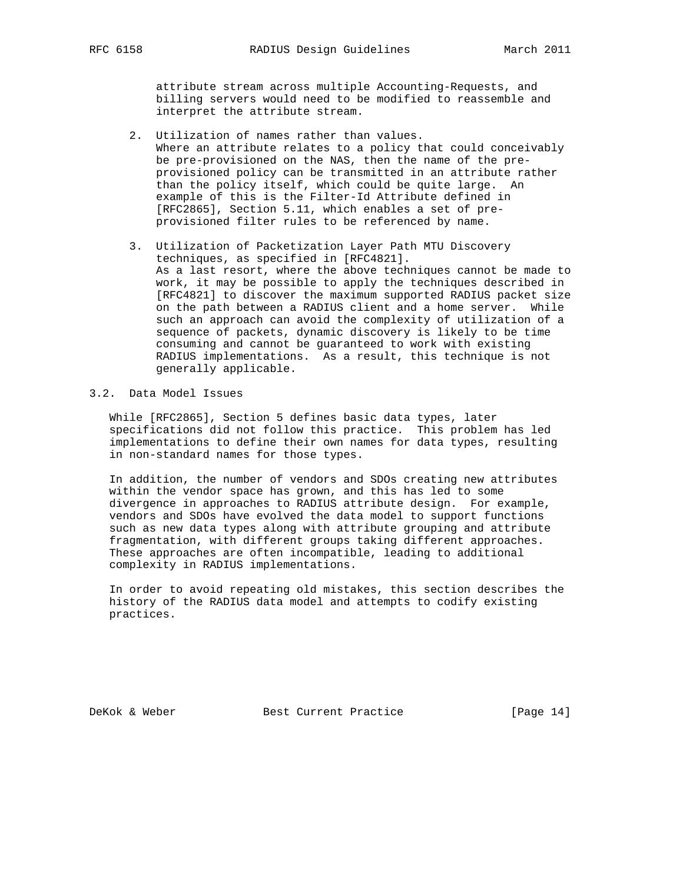attribute stream across multiple Accounting-Requests, and billing servers would need to be modified to reassemble and interpret the attribute stream.

2. Utilization of names rather than values.
   Where an attribute relates to a policy that could conceivably be pre-provisioned on the NAS, then the name of the pre-provisioned policy can be transmitted in an attribute rather than the policy itself, which could be quite large. An example of this is the Filter-Id Attribute defined in [RFC2865], Section 5.11, which enables a set of pre-provisioned filter rules to be referenced by name.

3. Utilization of Packetization Layer Path MTU Discovery techniques, as specified in [RFC4821].
   As a last resort, where the above techniques cannot be made to work, it may be possible to apply the techniques described in [RFC4821] to discover the maximum supported RADIUS packet size on the path between a RADIUS client and a home server. While such an approach can avoid the complexity of utilization of a sequence of packets, dynamic discovery is likely to be time consuming and cannot be guaranteed to work with existing RADIUS implementations. As a result, this technique is not generally applicable.

### 3.2. Data Model Issues

While [RFC2865], Section 5 defines basic data types, later specifications did not follow this practice. This problem has led implementations to define their own names for data types, resulting in non-standard names for those types.

In addition, the number of vendors and SDOs creating new attributes within the vendor space has grown, and this has led to some divergence in approaches to RADIUS attribute design. For example, vendors and SDOs have evolved the data model to support functions such as new data types along with attribute grouping and attribute fragmentation, with different groups taking different approaches. These approaches are often incompatible, leading to additional complexity in RADIUS implementations.

In order to avoid repeating old mistakes, this section describes the history of the RADIUS data model and attempts to codify existing practices.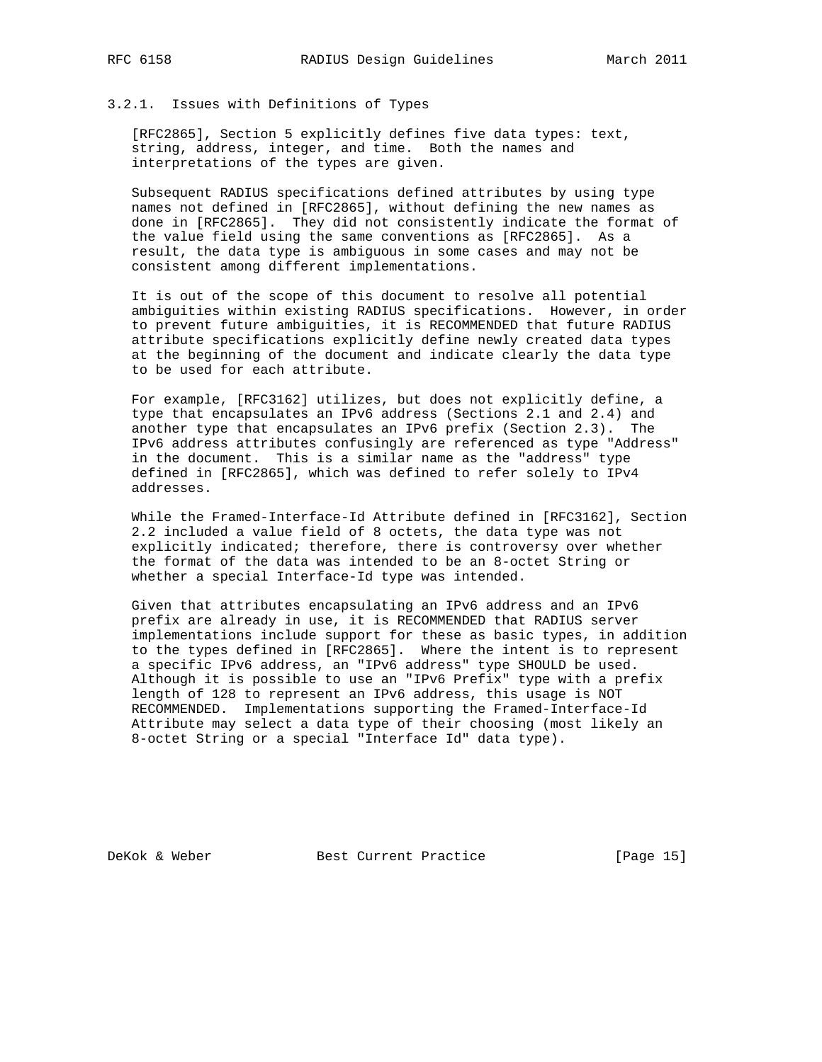### 3.2.1. Issues with Definitions of Types

[RFC2865], Section 5 explicitly defines five data types: text, string, address, integer, and time. Both the names and interpretations of the types are given.

Subsequent RADIUS specifications defined attributes by using type names not defined in [RFC2865], without defining the new names as done in [RFC2865]. They did not consistently indicate the format of the value field using the same conventions as [RFC2865]. As a result, the data type is ambiguous in some cases and may not be consistent among different implementations.

It is out of the scope of this document to resolve all potential ambiguities within existing RADIUS specifications. However, in order to prevent future ambiguities, it is RECOMMENDED that future RADIUS attribute specifications explicitly define newly created data types at the beginning of the document and indicate clearly the data type to be used for each attribute.

For example, [RFC3162] utilizes, but does not explicitly define, a type that encapsulates an IPv6 address (Sections 2.1 and 2.4) and another type that encapsulates an IPv6 prefix (Section 2.3). The IPv6 address attributes confusingly are referenced as type "Address" in the document. This is a similar name as the "address" type defined in [RFC2865], which was defined to refer solely to IPv4 addresses.

While the Framed-Interface-Id Attribute defined in [RFC3162], Section 2.2 included a value field of 8 octets, the data type was not explicitly indicated; therefore, there is controversy over whether the format of the data was intended to be an 8-octet String or whether a special Interface-Id type was intended.

Given that attributes encapsulating an IPv6 address and an IPv6 prefix are already in use, it is RECOMMENDED that RADIUS server implementations include support for these as basic types, in addition to the types defined in [RFC2865]. Where the intent is to represent a specific IPv6 address, an "IPv6 address" type SHOULD be used. Although it is possible to use an "IPv6 Prefix" type with a prefix length of 128 to represent an IPv6 address, this usage is NOT RECOMMENDED. Implementations supporting the Framed-Interface-Id Attribute may select a data type of their choosing (most likely an 8-octet String or a special "Interface Id" data type).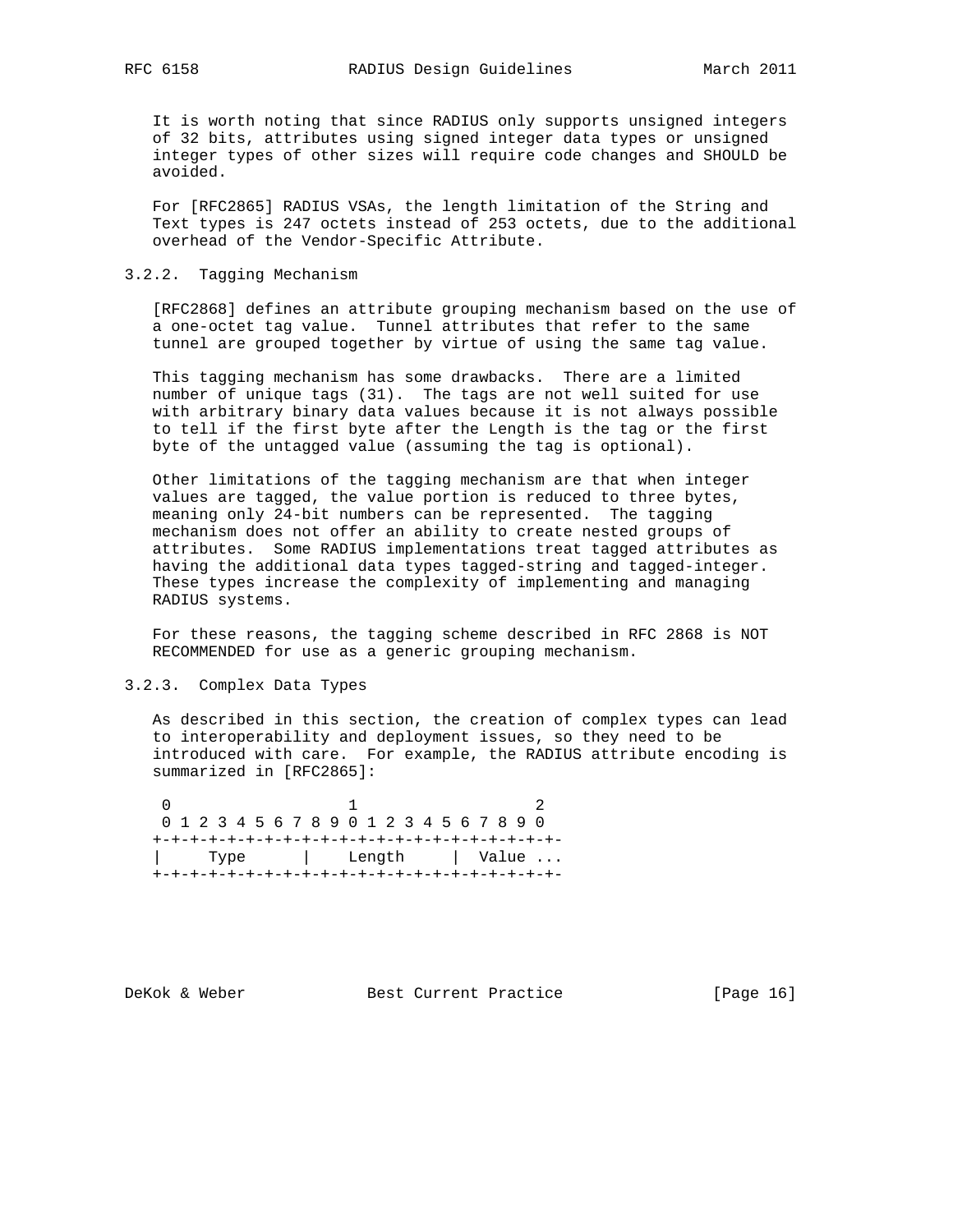It is worth noting that since RADIUS only supports unsigned integers of 32 bits, attributes using signed integer data types or unsigned integer types of other sizes will require code changes and SHOULD be avoided.

For [RFC2865] RADIUS VSAs, the length limitation of the String and Text types is 247 octets instead of 253 octets, due to the additional overhead of the Vendor-Specific Attribute.

### 3.2.2. Tagging Mechanism

[RFC2868] defines an attribute grouping mechanism based on the use of a one-octet tag value. Tunnel attributes that refer to the same tunnel are grouped together by virtue of using the same tag value.

This tagging mechanism has some drawbacks. There are a limited number of unique tags (31). The tags are not well suited for use with arbitrary binary data values because it is not always possible to tell if the first byte after the Length is the tag or the first byte of the untagged value (assuming the tag is optional).

Other limitations of the tagging mechanism are that when integer values are tagged, the value portion is reduced to three bytes, meaning only 24-bit numbers can be represented. The tagging mechanism does not offer an ability to create nested groups of attributes. Some RADIUS implementations treat tagged attributes as having the additional data types tagged-string and tagged-integer. These types increase the complexity of implementing and managing RADIUS systems.

For these reasons, the tagging scheme described in RFC 2868 is NOT RECOMMENDED for use as a generic grouping mechanism.

### 3.2.3. Complex Data Types

As described in this section, the creation of complex types can lead to interoperability and deployment issues, so they need to be introduced with care. For example, the RADIUS attribute encoding is summarized in [RFC2865]:

```
 0                   1                   2
 0 1 2 3 4 5 6 7 8 9 0 1 2 3 4 5 6 7 8 9 0
+-+-+-+-+-+-+-+-+-+-+-+-+-+-+-+-+-+-+-+-+-
|     Type      |    Length     |  Value ...
+-+-+-+-+-+-+-+-+-+-+-+-+-+-+-+-+-+-+-+-+-
```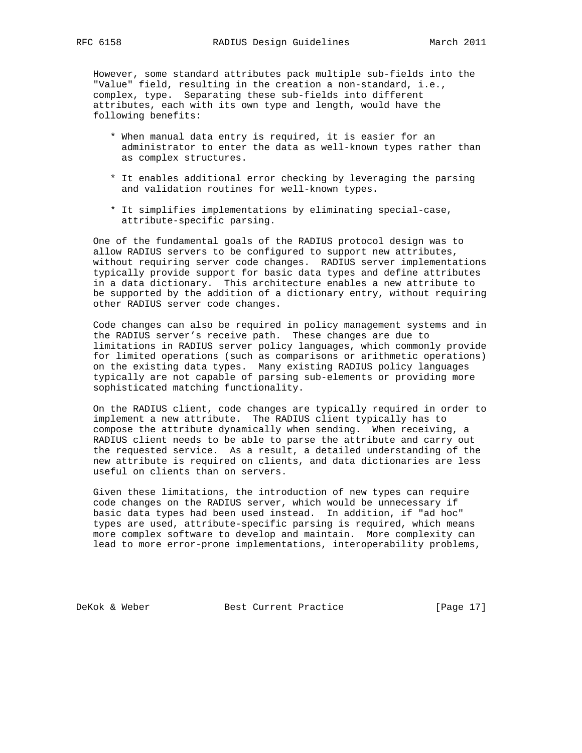However, some standard attributes pack multiple sub-fields into the "Value" field, resulting in the creation a non-standard, i.e., complex, type. Separating these sub-fields into different attributes, each with its own type and length, would have the following benefits:

* When manual data entry is required, it is easier for an administrator to enter the data as well-known types rather than as complex structures.

* It enables additional error checking by leveraging the parsing and validation routines for well-known types.

* It simplifies implementations by eliminating special-case, attribute-specific parsing.

One of the fundamental goals of the RADIUS protocol design was to allow RADIUS servers to be configured to support new attributes, without requiring server code changes. RADIUS server implementations typically provide support for basic data types and define attributes in a data dictionary. This architecture enables a new attribute to be supported by the addition of a dictionary entry, without requiring other RADIUS server code changes.

Code changes can also be required in policy management systems and in the RADIUS server's receive path. These changes are due to limitations in RADIUS server policy languages, which commonly provide for limited operations (such as comparisons or arithmetic operations) on the existing data types. Many existing RADIUS policy languages typically are not capable of parsing sub-elements or providing more sophisticated matching functionality.

On the RADIUS client, code changes are typically required in order to implement a new attribute. The RADIUS client typically has to compose the attribute dynamically when sending. When receiving, a RADIUS client needs to be able to parse the attribute and carry out the requested service. As a result, a detailed understanding of the new attribute is required on clients, and data dictionaries are less useful on clients than on servers.

Given these limitations, the introduction of new types can require code changes on the RADIUS server, which would be unnecessary if basic data types had been used instead. In addition, if "ad hoc" types are used, attribute-specific parsing is required, which means more complex software to develop and maintain. More complexity can lead to more error-prone implementations, interoperability problems,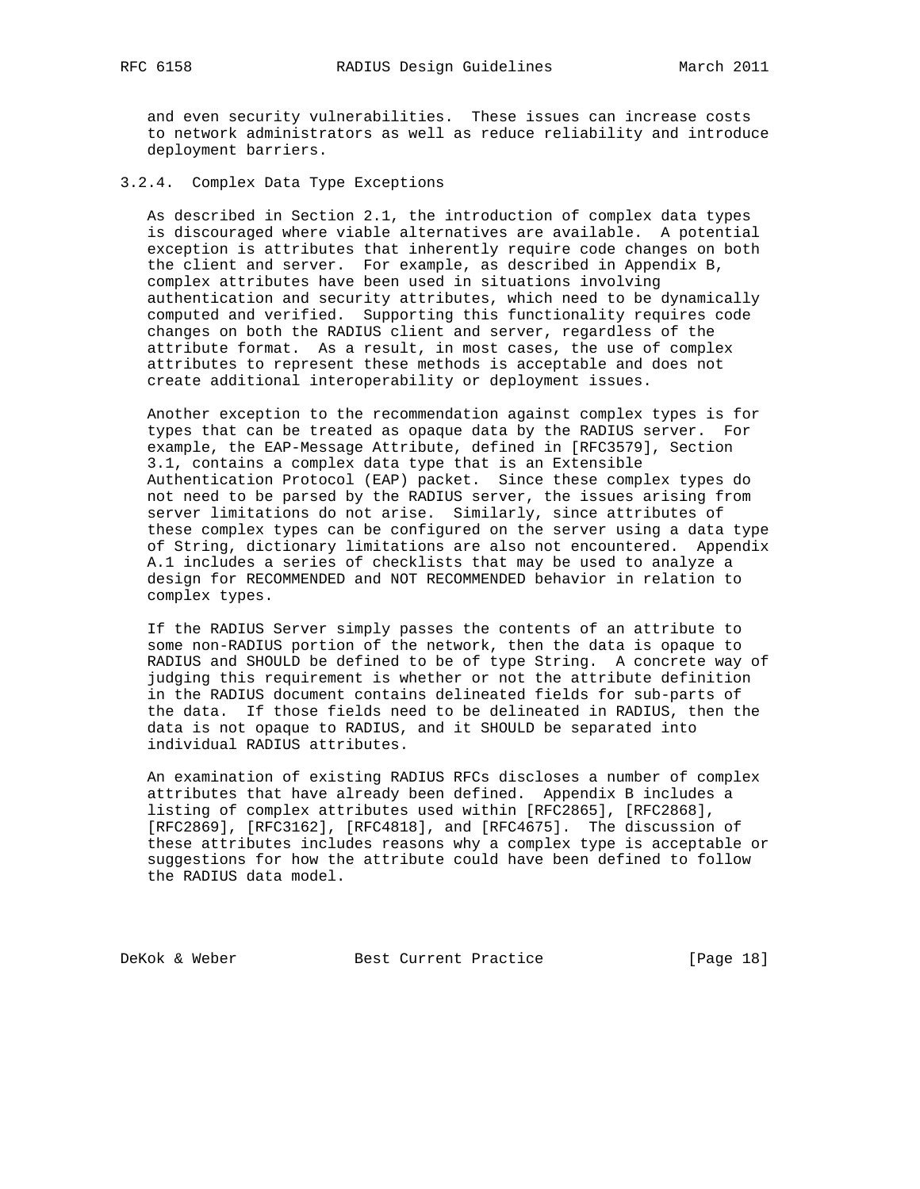and even security vulnerabilities. These issues can increase costs to network administrators as well as reduce reliability and introduce deployment barriers.

### 3.2.4. Complex Data Type Exceptions

As described in Section 2.1, the introduction of complex data types is discouraged where viable alternatives are available. A potential exception is attributes that inherently require code changes on both the client and server. For example, as described in Appendix B, complex attributes have been used in situations involving authentication and security attributes, which need to be dynamically computed and verified. Supporting this functionality requires code changes on both the RADIUS client and server, regardless of the attribute format. As a result, in most cases, the use of complex attributes to represent these methods is acceptable and does not create additional interoperability or deployment issues.

Another exception to the recommendation against complex types is for types that can be treated as opaque data by the RADIUS server. For example, the EAP-Message Attribute, defined in [RFC3579], Section 3.1, contains a complex data type that is an Extensible Authentication Protocol (EAP) packet. Since these complex types do not need to be parsed by the RADIUS server, the issues arising from server limitations do not arise. Similarly, since attributes of these complex types can be configured on the server using a data type of String, dictionary limitations are also not encountered. Appendix A.1 includes a series of checklists that may be used to analyze a design for RECOMMENDED and NOT RECOMMENDED behavior in relation to complex types.

If the RADIUS Server simply passes the contents of an attribute to some non-RADIUS portion of the network, then the data is opaque to RADIUS and SHOULD be defined to be of type String. A concrete way of judging this requirement is whether or not the attribute definition in the RADIUS document contains delineated fields for sub-parts of the data. If those fields need to be delineated in RADIUS, then the data is not opaque to RADIUS, and it SHOULD be separated into individual RADIUS attributes.

An examination of existing RADIUS RFCs discloses a number of complex attributes that have already been defined. Appendix B includes a listing of complex attributes used within [RFC2865], [RFC2868], [RFC2869], [RFC3162], [RFC4818], and [RFC4675]. The discussion of these attributes includes reasons why a complex type is acceptable or suggestions for how the attribute could have been defined to follow the RADIUS data model.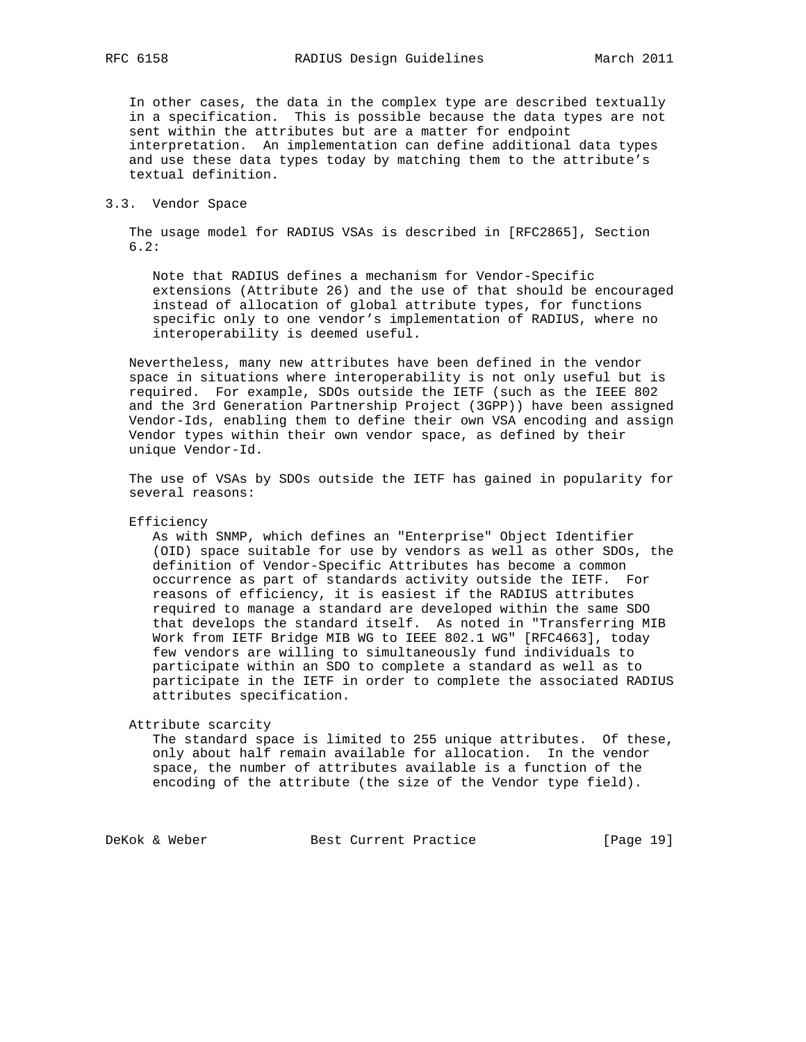In other cases, the data in the complex type are described textually in a specification. This is possible because the data types are not sent within the attributes but are a matter for endpoint interpretation. An implementation can define additional data types and use these data types today by matching them to the attribute's textual definition.

## 3.3. Vendor Space

The usage model for RADIUS VSAs is described in [RFC2865], Section 6.2:

> Note that RADIUS defines a mechanism for Vendor-Specific extensions (Attribute 26) and the use of that should be encouraged instead of allocation of global attribute types, for functions specific only to one vendor's implementation of RADIUS, where no interoperability is deemed useful.

Nevertheless, many new attributes have been defined in the vendor space in situations where interoperability is not only useful but is required. For example, SDOs outside the IETF (such as the IEEE 802 and the 3rd Generation Partnership Project (3GPP)) have been assigned Vendor-Ids, enabling them to define their own VSA encoding and assign Vendor types within their own vendor space, as defined by their unique Vendor-Id.

The use of VSAs by SDOs outside the IETF has gained in popularity for several reasons:

Efficiency
: As with SNMP, which defines an "Enterprise" Object Identifier (OID) space suitable for use by vendors as well as other SDOs, the definition of Vendor-Specific Attributes has become a common occurrence as part of standards activity outside the IETF. For reasons of efficiency, it is easiest if the RADIUS attributes required to manage a standard are developed within the same SDO that develops the standard itself. As noted in "Transferring MIB Work from IETF Bridge MIB WG to IEEE 802.1 WG" [RFC4663], today few vendors are willing to simultaneously fund individuals to participate within an SDO to complete a standard as well as to participate in the IETF in order to complete the associated RADIUS attributes specification.

Attribute scarcity
: The standard space is limited to 255 unique attributes. Of these, only about half remain available for allocation. In the vendor space, the number of attributes available is a function of the encoding of the attribute (the size of the Vendor type field).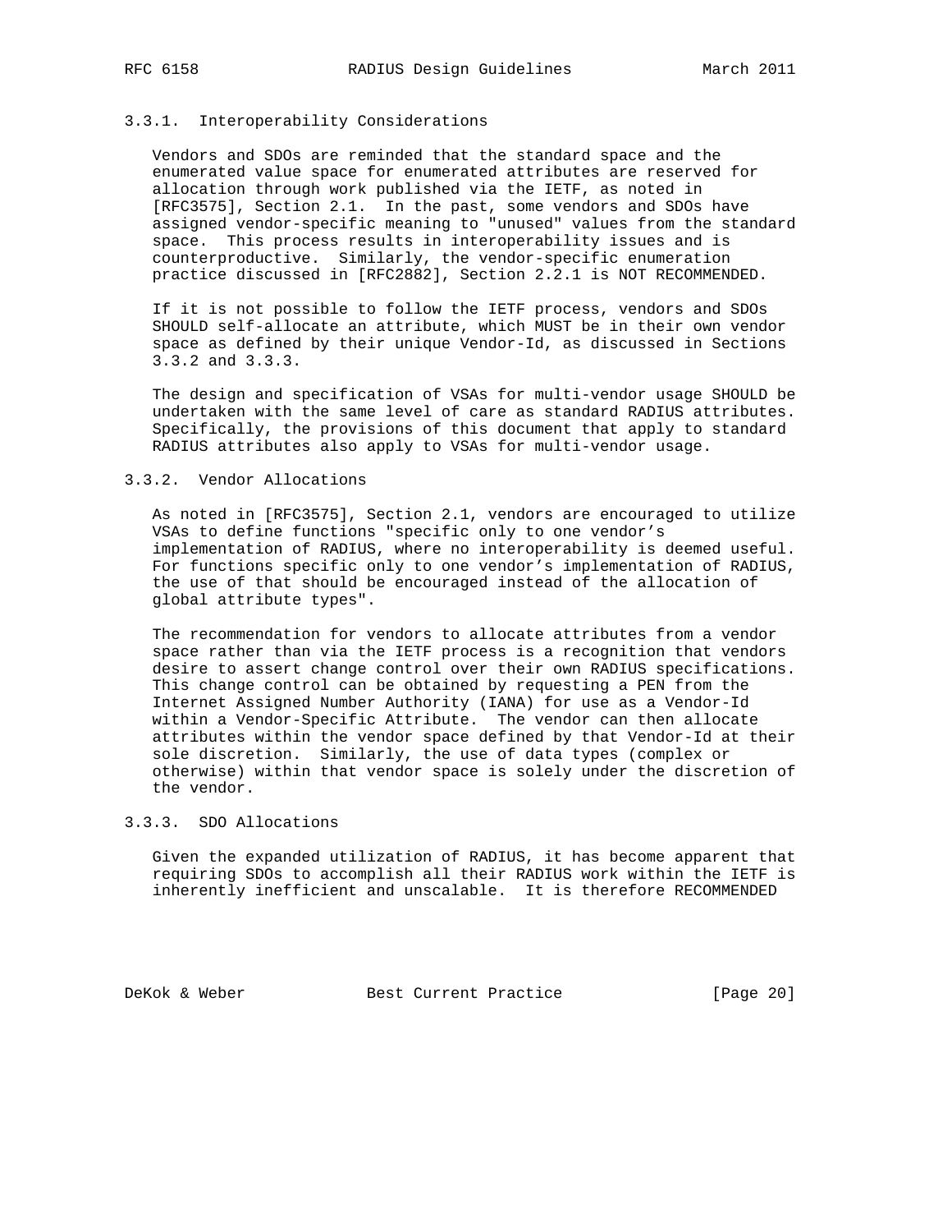### 3.3.1. Interoperability Considerations

Vendors and SDOs are reminded that the standard space and the enumerated value space for enumerated attributes are reserved for allocation through work published via the IETF, as noted in [RFC3575], Section 2.1. In the past, some vendors and SDOs have assigned vendor-specific meaning to "unused" values from the standard space. This process results in interoperability issues and is counterproductive. Similarly, the vendor-specific enumeration practice discussed in [RFC2882], Section 2.2.1 is NOT RECOMMENDED.

If it is not possible to follow the IETF process, vendors and SDOs SHOULD self-allocate an attribute, which MUST be in their own vendor space as defined by their unique Vendor-Id, as discussed in Sections 3.3.2 and 3.3.3.

The design and specification of VSAs for multi-vendor usage SHOULD be undertaken with the same level of care as standard RADIUS attributes. Specifically, the provisions of this document that apply to standard RADIUS attributes also apply to VSAs for multi-vendor usage.

### 3.3.2. Vendor Allocations

As noted in [RFC3575], Section 2.1, vendors are encouraged to utilize VSAs to define functions "specific only to one vendor's implementation of RADIUS, where no interoperability is deemed useful. For functions specific only to one vendor's implementation of RADIUS, the use of that should be encouraged instead of the allocation of global attribute types".

The recommendation for vendors to allocate attributes from a vendor space rather than via the IETF process is a recognition that vendors desire to assert change control over their own RADIUS specifications. This change control can be obtained by requesting a PEN from the Internet Assigned Number Authority (IANA) for use as a Vendor-Id within a Vendor-Specific Attribute. The vendor can then allocate attributes within the vendor space defined by that Vendor-Id at their sole discretion. Similarly, the use of data types (complex or otherwise) within that vendor space is solely under the discretion of the vendor.

### 3.3.3. SDO Allocations

Given the expanded utilization of RADIUS, it has become apparent that requiring SDOs to accomplish all their RADIUS work within the IETF is inherently inefficient and unscalable. It is therefore RECOMMENDED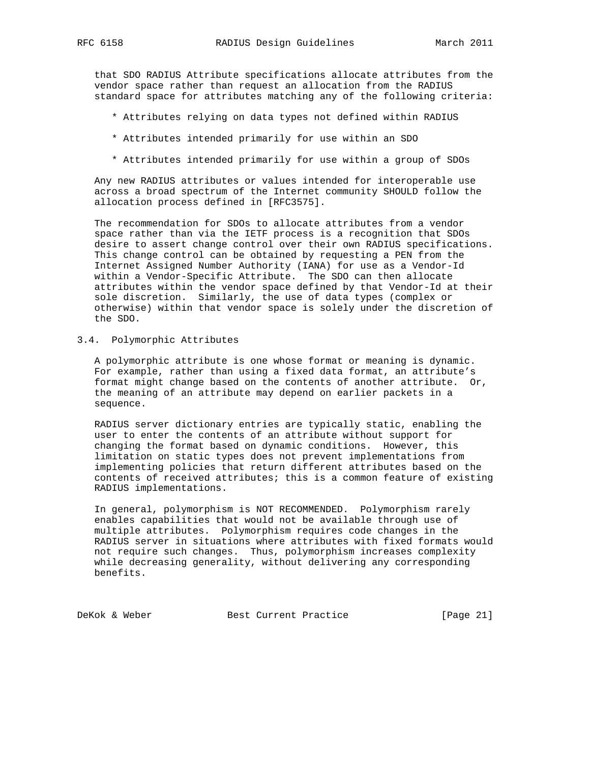that SDO RADIUS Attribute specifications allocate attributes from the vendor space rather than request an allocation from the RADIUS standard space for attributes matching any of the following criteria:

* Attributes relying on data types not defined within RADIUS
* Attributes intended primarily for use within an SDO
* Attributes intended primarily for use within a group of SDOs

Any new RADIUS attributes or values intended for interoperable use across a broad spectrum of the Internet community SHOULD follow the allocation process defined in [RFC3575].

The recommendation for SDOs to allocate attributes from a vendor space rather than via the IETF process is a recognition that SDOs desire to assert change control over their own RADIUS specifications. This change control can be obtained by requesting a PEN from the Internet Assigned Number Authority (IANA) for use as a Vendor-Id within a Vendor-Specific Attribute. The SDO can then allocate attributes within the vendor space defined by that Vendor-Id at their sole discretion. Similarly, the use of data types (complex or otherwise) within that vendor space is solely under the discretion of the SDO.

### 3.4. Polymorphic Attributes

A polymorphic attribute is one whose format or meaning is dynamic. For example, rather than using a fixed data format, an attribute's format might change based on the contents of another attribute. Or, the meaning of an attribute may depend on earlier packets in a sequence.

RADIUS server dictionary entries are typically static, enabling the user to enter the contents of an attribute without support for changing the format based on dynamic conditions. However, this limitation on static types does not prevent implementations from implementing policies that return different attributes based on the contents of received attributes; this is a common feature of existing RADIUS implementations.

In general, polymorphism is NOT RECOMMENDED. Polymorphism rarely enables capabilities that would not be available through use of multiple attributes. Polymorphism requires code changes in the RADIUS server in situations where attributes with fixed formats would not require such changes. Thus, polymorphism increases complexity while decreasing generality, without delivering any corresponding benefits.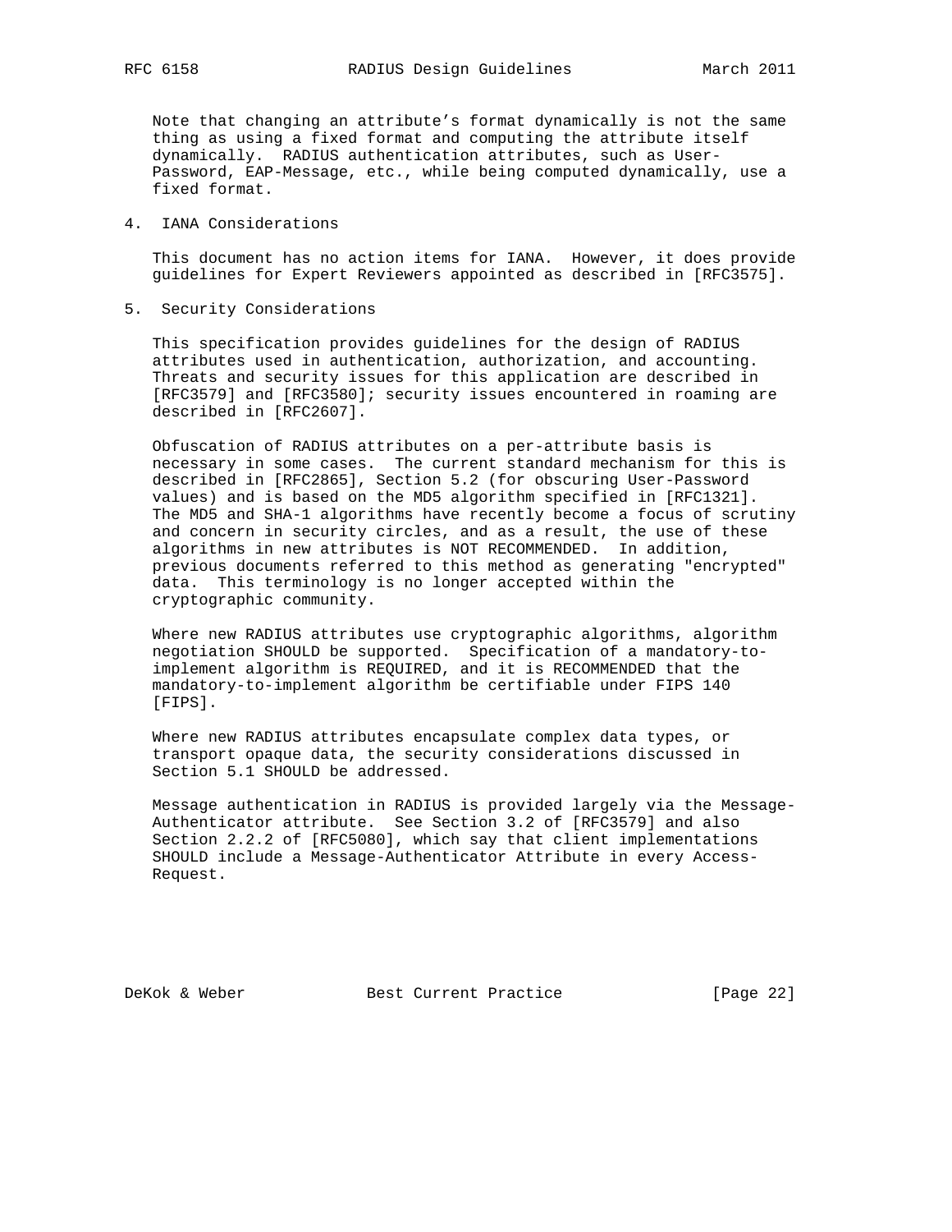Note that changing an attribute's format dynamically is not the same thing as using a fixed format and computing the attribute itself dynamically. RADIUS authentication attributes, such as User-Password, EAP-Message, etc., while being computed dynamically, use a fixed format.

## 4. IANA Considerations

This document has no action items for IANA. However, it does provide guidelines for Expert Reviewers appointed as described in [RFC3575].

## 5. Security Considerations

This specification provides guidelines for the design of RADIUS attributes used in authentication, authorization, and accounting. Threats and security issues for this application are described in [RFC3579] and [RFC3580]; security issues encountered in roaming are described in [RFC2607].

Obfuscation of RADIUS attributes on a per-attribute basis is necessary in some cases. The current standard mechanism for this is described in [RFC2865], Section 5.2 (for obscuring User-Password values) and is based on the MD5 algorithm specified in [RFC1321]. The MD5 and SHA-1 algorithms have recently become a focus of scrutiny and concern in security circles, and as a result, the use of these algorithms in new attributes is NOT RECOMMENDED. In addition, previous documents referred to this method as generating "encrypted" data. This terminology is no longer accepted within the cryptographic community.

Where new RADIUS attributes use cryptographic algorithms, algorithm negotiation SHOULD be supported. Specification of a mandatory-to-implement algorithm is REQUIRED, and it is RECOMMENDED that the mandatory-to-implement algorithm be certifiable under FIPS 140 [FIPS].

Where new RADIUS attributes encapsulate complex data types, or transport opaque data, the security considerations discussed in Section 5.1 SHOULD be addressed.

Message authentication in RADIUS is provided largely via the Message-Authenticator attribute. See Section 3.2 of [RFC3579] and also Section 2.2.2 of [RFC5080], which say that client implementations SHOULD include a Message-Authenticator Attribute in every Access-Request.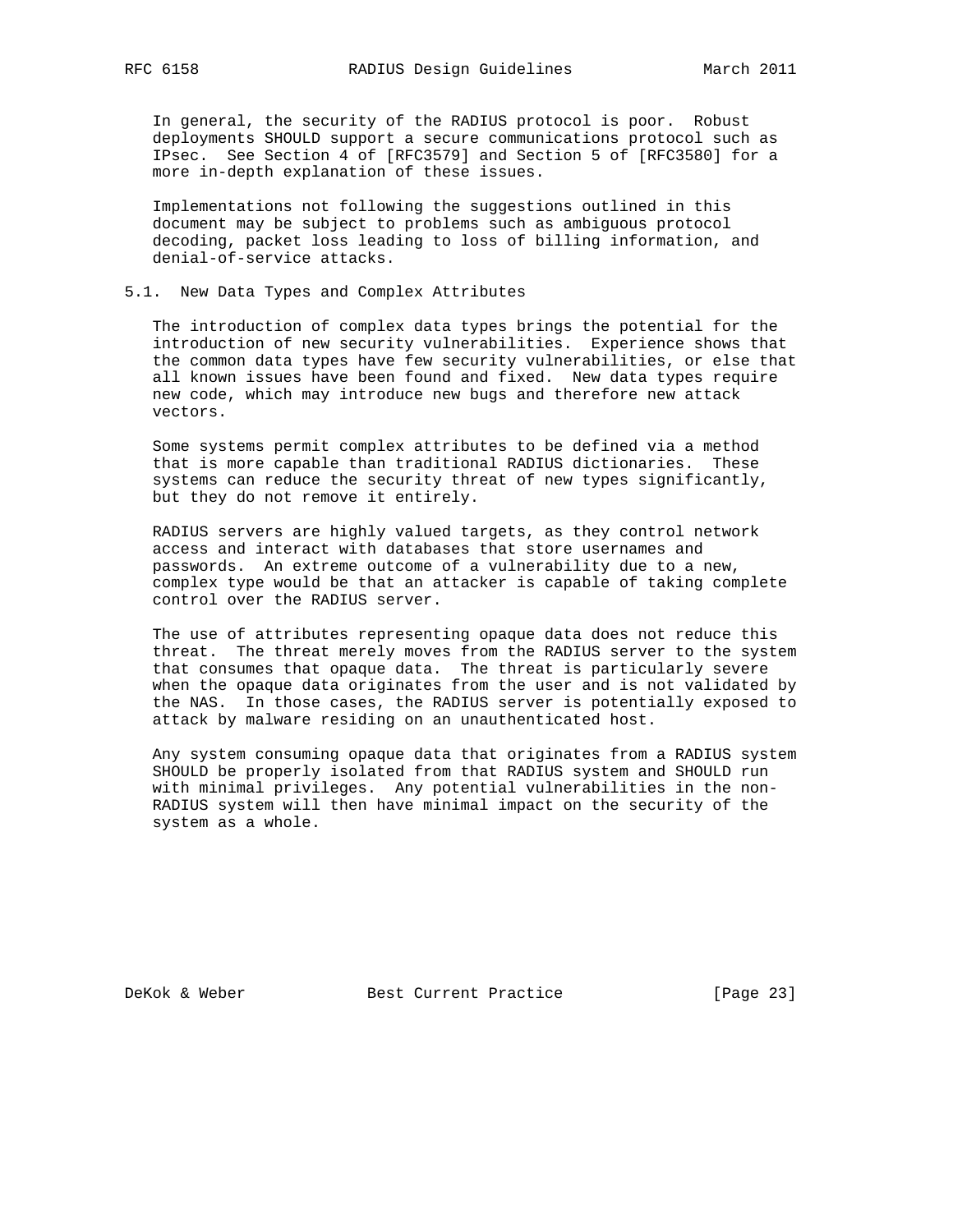In general, the security of the RADIUS protocol is poor. Robust deployments SHOULD support a secure communications protocol such as IPsec. See Section 4 of [RFC3579] and Section 5 of [RFC3580] for a more in-depth explanation of these issues.

Implementations not following the suggestions outlined in this document may be subject to problems such as ambiguous protocol decoding, packet loss leading to loss of billing information, and denial-of-service attacks.

## 5.1. New Data Types and Complex Attributes

The introduction of complex data types brings the potential for the introduction of new security vulnerabilities. Experience shows that the common data types have few security vulnerabilities, or else that all known issues have been found and fixed. New data types require new code, which may introduce new bugs and therefore new attack vectors.

Some systems permit complex attributes to be defined via a method that is more capable than traditional RADIUS dictionaries. These systems can reduce the security threat of new types significantly, but they do not remove it entirely.

RADIUS servers are highly valued targets, as they control network access and interact with databases that store usernames and passwords. An extreme outcome of a vulnerability due to a new, complex type would be that an attacker is capable of taking complete control over the RADIUS server.

The use of attributes representing opaque data does not reduce this threat. The threat merely moves from the RADIUS server to the system that consumes that opaque data. The threat is particularly severe when the opaque data originates from the user and is not validated by the NAS. In those cases, the RADIUS server is potentially exposed to attack by malware residing on an unauthenticated host.

Any system consuming opaque data that originates from a RADIUS system SHOULD be properly isolated from that RADIUS system and SHOULD run with minimal privileges. Any potential vulnerabilities in the non-RADIUS system will then have minimal impact on the security of the system as a whole.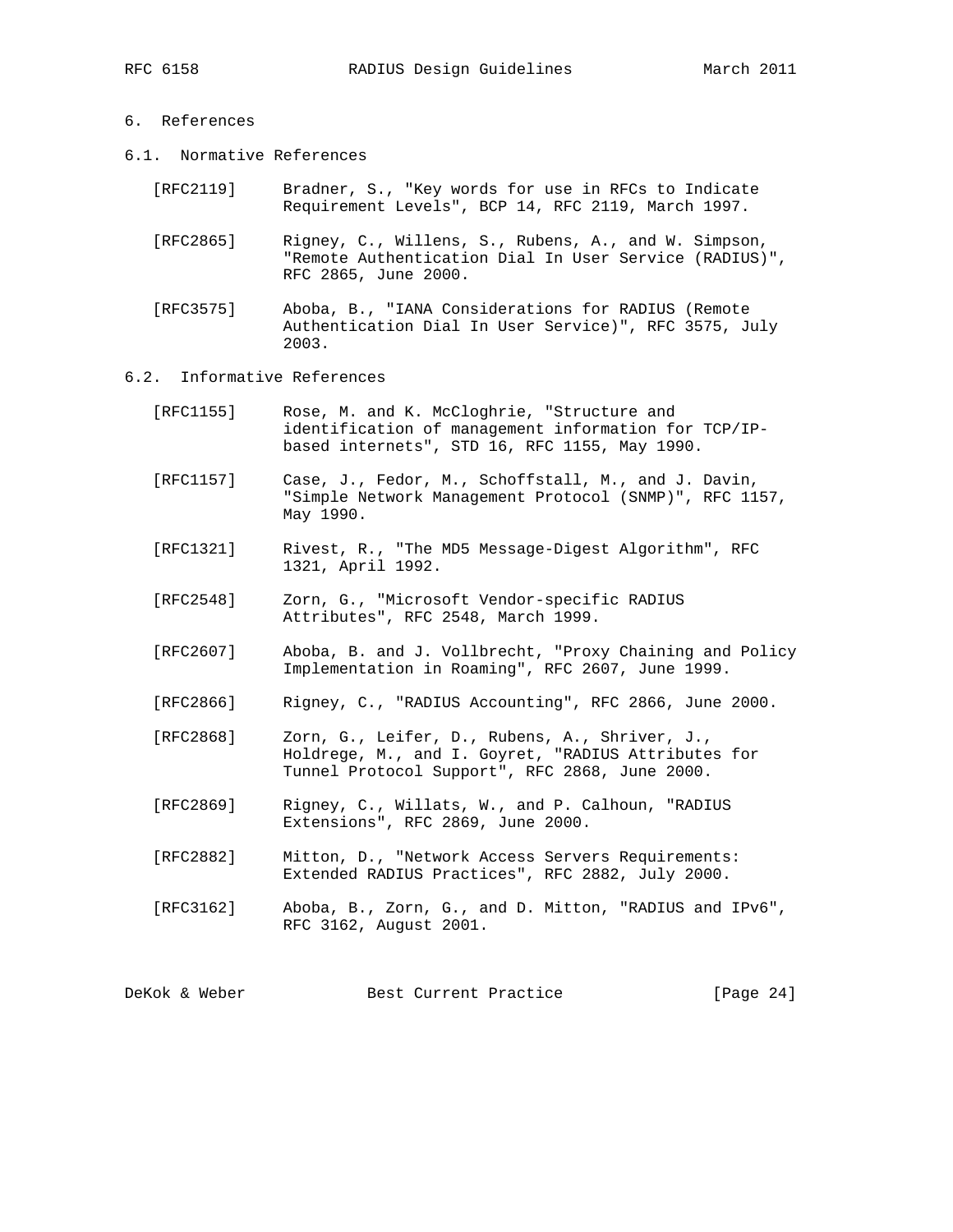# 6. References

## 6.1. Normative References

[RFC2119] Bradner, S., "Key words for use in RFCs to Indicate Requirement Levels", BCP 14, RFC 2119, March 1997.

[RFC2865] Rigney, C., Willens, S., Rubens, A., and W. Simpson, "Remote Authentication Dial In User Service (RADIUS)", RFC 2865, June 2000.

[RFC3575] Aboba, B., "IANA Considerations for RADIUS (Remote Authentication Dial In User Service)", RFC 3575, July 2003.

## 6.2. Informative References

[RFC1155] Rose, M. and K. McCloghrie, "Structure and identification of management information for TCP/IP-based internets", STD 16, RFC 1155, May 1990.

[RFC1157] Case, J., Fedor, M., Schoffstall, M., and J. Davin, "Simple Network Management Protocol (SNMP)", RFC 1157, May 1990.

[RFC1321] Rivest, R., "The MD5 Message-Digest Algorithm", RFC 1321, April 1992.

[RFC2548] Zorn, G., "Microsoft Vendor-specific RADIUS Attributes", RFC 2548, March 1999.

[RFC2607] Aboba, B. and J. Vollbrecht, "Proxy Chaining and Policy Implementation in Roaming", RFC 2607, June 1999.

[RFC2866] Rigney, C., "RADIUS Accounting", RFC 2866, June 2000.

[RFC2868] Zorn, G., Leifer, D., Rubens, A., Shriver, J., Holdrege, M., and I. Goyret, "RADIUS Attributes for Tunnel Protocol Support", RFC 2868, June 2000.

[RFC2869] Rigney, C., Willats, W., and P. Calhoun, "RADIUS Extensions", RFC 2869, June 2000.

[RFC2882] Mitton, D., "Network Access Servers Requirements: Extended RADIUS Practices", RFC 2882, July 2000.

[RFC3162] Aboba, B., Zorn, G., and D. Mitton, "RADIUS and IPv6", RFC 3162, August 2001.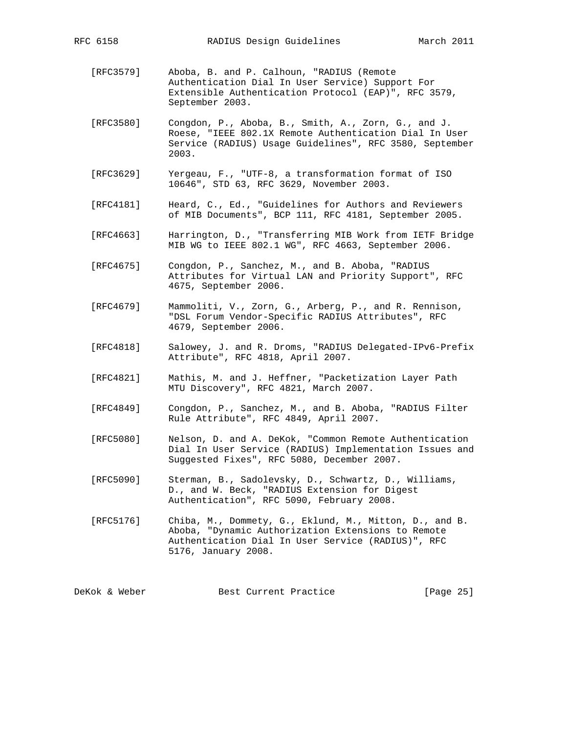[RFC3579] Aboba, B. and P. Calhoun, "RADIUS (Remote Authentication Dial In User Service) Support For Extensible Authentication Protocol (EAP)", RFC 3579, September 2003.

[RFC3580] Congdon, P., Aboba, B., Smith, A., Zorn, G., and J. Roese, "IEEE 802.1X Remote Authentication Dial In User Service (RADIUS) Usage Guidelines", RFC 3580, September 2003.

[RFC3629] Yergeau, F., "UTF-8, a transformation format of ISO 10646", STD 63, RFC 3629, November 2003.

[RFC4181] Heard, C., Ed., "Guidelines for Authors and Reviewers of MIB Documents", BCP 111, RFC 4181, September 2005.

[RFC4663] Harrington, D., "Transferring MIB Work from IETF Bridge MIB WG to IEEE 802.1 WG", RFC 4663, September 2006.

[RFC4675] Congdon, P., Sanchez, M., and B. Aboba, "RADIUS Attributes for Virtual LAN and Priority Support", RFC 4675, September 2006.

[RFC4679] Mammoliti, V., Zorn, G., Arberg, P., and R. Rennison, "DSL Forum Vendor-Specific RADIUS Attributes", RFC 4679, September 2006.

[RFC4818] Salowey, J. and R. Droms, "RADIUS Delegated-IPv6-Prefix Attribute", RFC 4818, April 2007.

[RFC4821] Mathis, M. and J. Heffner, "Packetization Layer Path MTU Discovery", RFC 4821, March 2007.

[RFC4849] Congdon, P., Sanchez, M., and B. Aboba, "RADIUS Filter Rule Attribute", RFC 4849, April 2007.

[RFC5080] Nelson, D. and A. DeKok, "Common Remote Authentication Dial In User Service (RADIUS) Implementation Issues and Suggested Fixes", RFC 5080, December 2007.

[RFC5090] Sterman, B., Sadolevsky, D., Schwartz, D., Williams, D., and W. Beck, "RADIUS Extension for Digest Authentication", RFC 5090, February 2008.

[RFC5176] Chiba, M., Dommety, G., Eklund, M., Mitton, D., and B. Aboba, "Dynamic Authorization Extensions to Remote Authentication Dial In User Service (RADIUS)", RFC 5176, January 2008.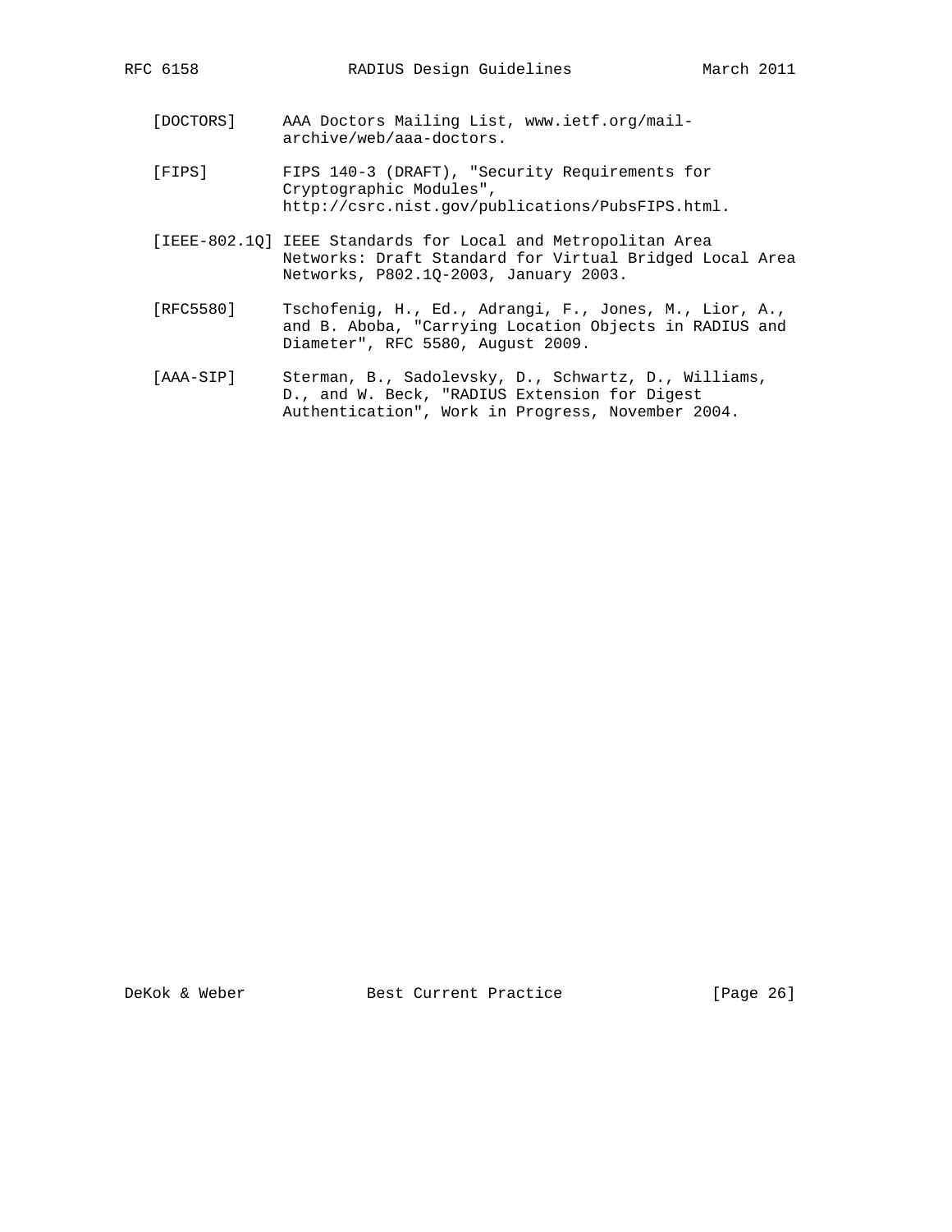[DOCTORS] AAA Doctors Mailing List, www.ietf.org/mail-archive/web/aaa-doctors.

[FIPS] FIPS 140-3 (DRAFT), "Security Requirements for Cryptographic Modules", http://csrc.nist.gov/publications/PubsFIPS.html.

[IEEE-802.1Q] IEEE Standards for Local and Metropolitan Area Networks: Draft Standard for Virtual Bridged Local Area Networks, P802.1Q-2003, January 2003.

[RFC5580] Tschofenig, H., Ed., Adrangi, F., Jones, M., Lior, A., and B. Aboba, "Carrying Location Objects in RADIUS and Diameter", RFC 5580, August 2009.

[AAA-SIP] Sterman, B., Sadolevsky, D., Schwartz, D., Williams, D., and W. Beck, "RADIUS Extension for Digest Authentication", Work in Progress, November 2004.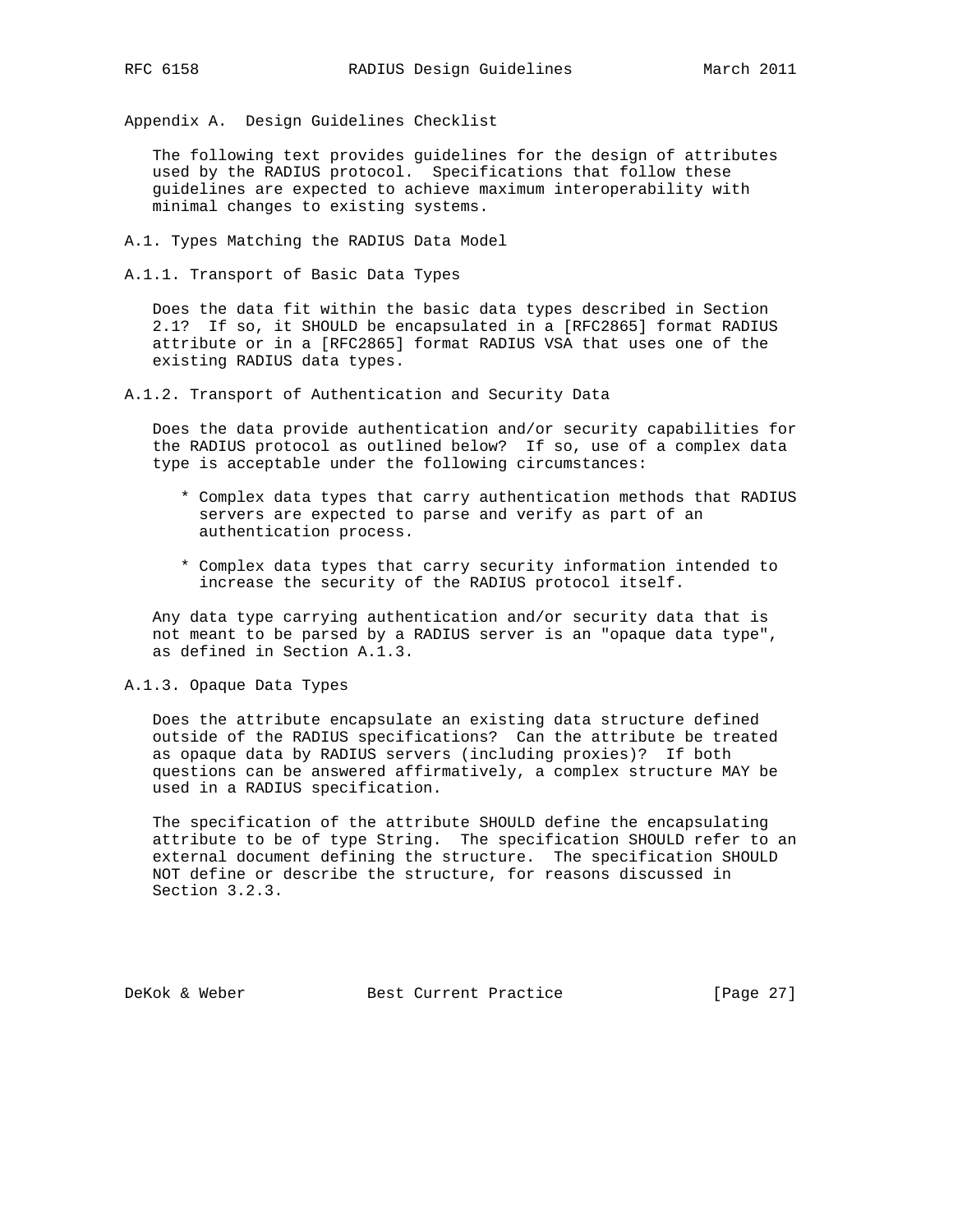# Appendix A. Design Guidelines Checklist

The following text provides guidelines for the design of attributes used by the RADIUS protocol. Specifications that follow these guidelines are expected to achieve maximum interoperability with minimal changes to existing systems.

## A.1. Types Matching the RADIUS Data Model

### A.1.1. Transport of Basic Data Types

Does the data fit within the basic data types described in Section 2.1? If so, it SHOULD be encapsulated in a [RFC2865] format RADIUS attribute or in a [RFC2865] format RADIUS VSA that uses one of the existing RADIUS data types.

### A.1.2. Transport of Authentication and Security Data

Does the data provide authentication and/or security capabilities for the RADIUS protocol as outlined below? If so, use of a complex data type is acceptable under the following circumstances:

* Complex data types that carry authentication methods that RADIUS servers are expected to parse and verify as part of an authentication process.

* Complex data types that carry security information intended to increase the security of the RADIUS protocol itself.

Any data type carrying authentication and/or security data that is not meant to be parsed by a RADIUS server is an "opaque data type", as defined in Section A.1.3.

### A.1.3. Opaque Data Types

Does the attribute encapsulate an existing data structure defined outside of the RADIUS specifications? Can the attribute be treated as opaque data by RADIUS servers (including proxies)? If both questions can be answered affirmatively, a complex structure MAY be used in a RADIUS specification.

The specification of the attribute SHOULD define the encapsulating attribute to be of type String. The specification SHOULD refer to an external document defining the structure. The specification SHOULD NOT define or describe the structure, for reasons discussed in Section 3.2.3.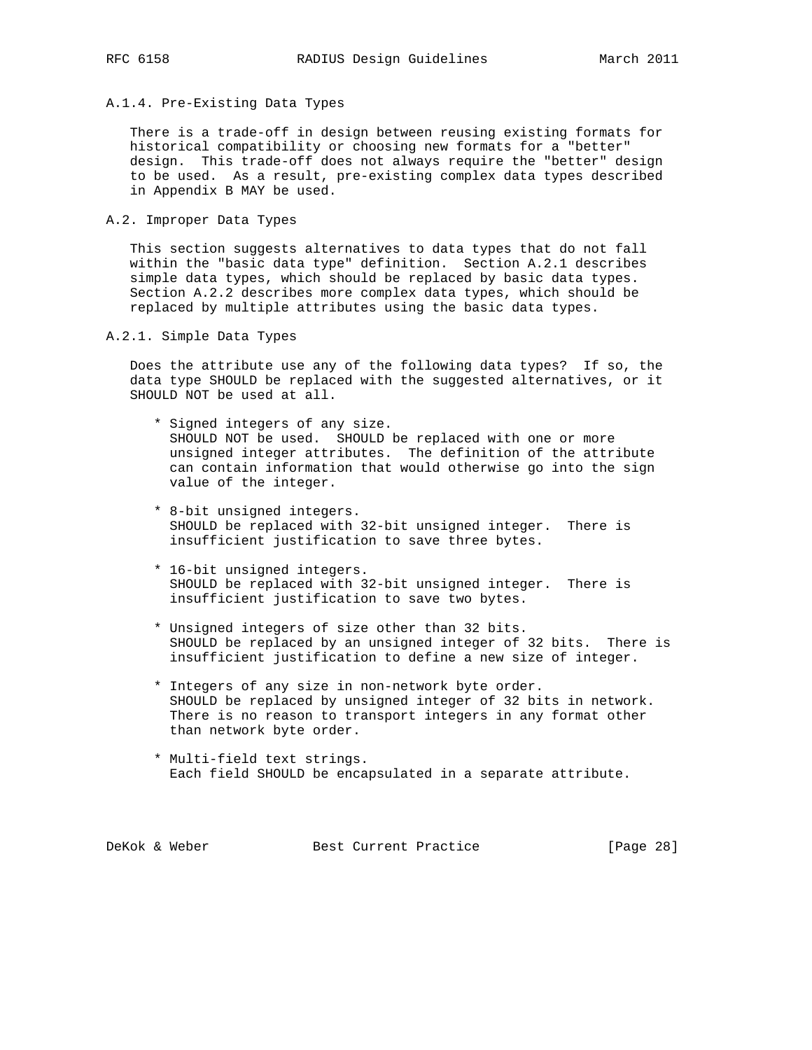### A.1.4. Pre-Existing Data Types

There is a trade-off in design between reusing existing formats for historical compatibility or choosing new formats for a "better" design. This trade-off does not always require the "better" design to be used. As a result, pre-existing complex data types described in Appendix B MAY be used.

## A.2. Improper Data Types

This section suggests alternatives to data types that do not fall within the "basic data type" definition. Section A.2.1 describes simple data types, which should be replaced by basic data types. Section A.2.2 describes more complex data types, which should be replaced by multiple attributes using the basic data types.

### A.2.1. Simple Data Types

Does the attribute use any of the following data types? If so, the data type SHOULD be replaced with the suggested alternatives, or it SHOULD NOT be used at all.

* Signed integers of any size.
  SHOULD NOT be used. SHOULD be replaced with one or more unsigned integer attributes. The definition of the attribute can contain information that would otherwise go into the sign value of the integer.

* 8-bit unsigned integers.
  SHOULD be replaced with 32-bit unsigned integer. There is insufficient justification to save three bytes.

* 16-bit unsigned integers.
  SHOULD be replaced with 32-bit unsigned integer. There is insufficient justification to save two bytes.

* Unsigned integers of size other than 32 bits.
  SHOULD be replaced by an unsigned integer of 32 bits. There is insufficient justification to define a new size of integer.

* Integers of any size in non-network byte order.
  SHOULD be replaced by unsigned integer of 32 bits in network. There is no reason to transport integers in any format other than network byte order.

* Multi-field text strings.
  Each field SHOULD be encapsulated in a separate attribute.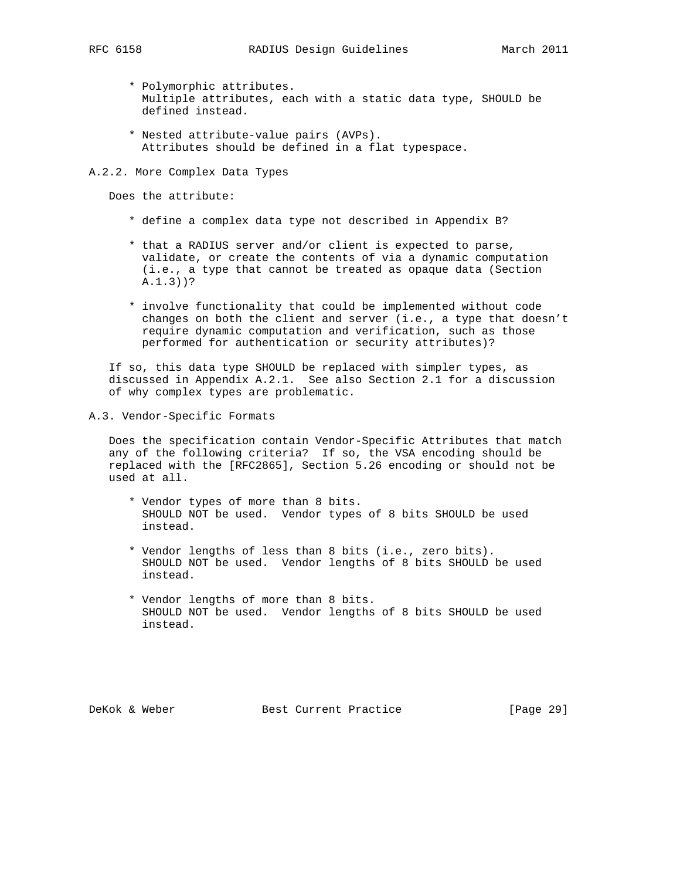* Polymorphic attributes.
  Multiple attributes, each with a static data type, SHOULD be defined instead.

* Nested attribute-value pairs (AVPs).
  Attributes should be defined in a flat typespace.

### A.2.2. More Complex Data Types

Does the attribute:

* define a complex data type not described in Appendix B?

* that a RADIUS server and/or client is expected to parse, validate, or create the contents of via a dynamic computation (i.e., a type that cannot be treated as opaque data (Section A.1.3))?

* involve functionality that could be implemented without code changes on both the client and server (i.e., a type that doesn't require dynamic computation and verification, such as those performed for authentication or security attributes)?

If so, this data type SHOULD be replaced with simpler types, as discussed in Appendix A.2.1. See also Section 2.1 for a discussion of why complex types are problematic.

## A.3. Vendor-Specific Formats

Does the specification contain Vendor-Specific Attributes that match any of the following criteria? If so, the VSA encoding should be replaced with the [RFC2865], Section 5.26 encoding or should not be used at all.

* Vendor types of more than 8 bits.
  SHOULD NOT be used. Vendor types of 8 bits SHOULD be used instead.

* Vendor lengths of less than 8 bits (i.e., zero bits).
  SHOULD NOT be used. Vendor lengths of 8 bits SHOULD be used instead.

* Vendor lengths of more than 8 bits.
  SHOULD NOT be used. Vendor lengths of 8 bits SHOULD be used instead.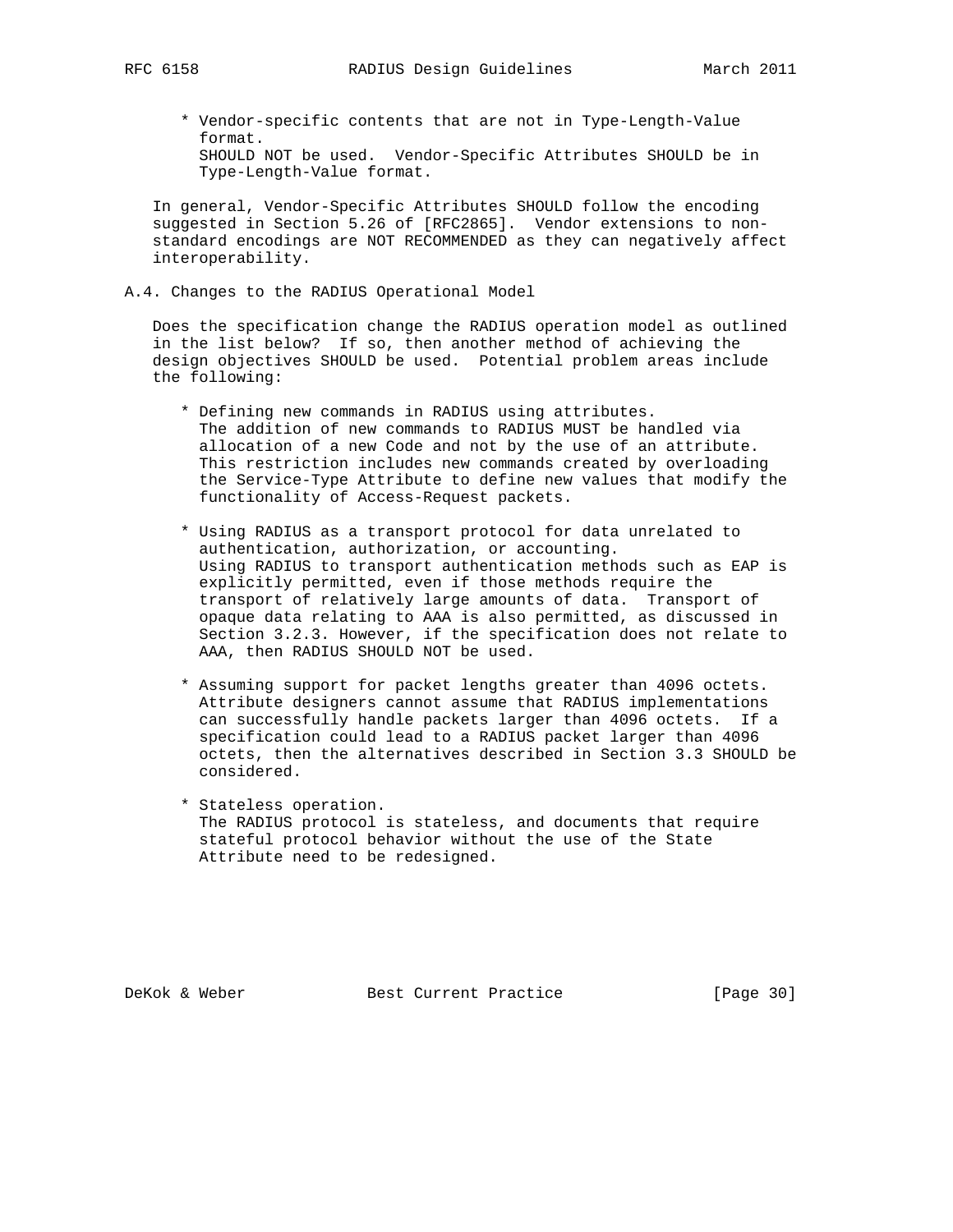* Vendor-specific contents that are not in Type-Length-Value format.
  SHOULD NOT be used. Vendor-Specific Attributes SHOULD be in Type-Length-Value format.

In general, Vendor-Specific Attributes SHOULD follow the encoding suggested in Section 5.26 of [RFC2865]. Vendor extensions to non-standard encodings are NOT RECOMMENDED as they can negatively affect interoperability.

## A.4. Changes to the RADIUS Operational Model

Does the specification change the RADIUS operation model as outlined in the list below? If so, then another method of achieving the design objectives SHOULD be used. Potential problem areas include the following:

* Defining new commands in RADIUS using attributes.
  The addition of new commands to RADIUS MUST be handled via allocation of a new Code and not by the use of an attribute. This restriction includes new commands created by overloading the Service-Type Attribute to define new values that modify the functionality of Access-Request packets.

* Using RADIUS as a transport protocol for data unrelated to authentication, authorization, or accounting.
  Using RADIUS to transport authentication methods such as EAP is explicitly permitted, even if those methods require the transport of relatively large amounts of data. Transport of opaque data relating to AAA is also permitted, as discussed in Section 3.2.3. However, if the specification does not relate to AAA, then RADIUS SHOULD NOT be used.

* Assuming support for packet lengths greater than 4096 octets.
  Attribute designers cannot assume that RADIUS implementations can successfully handle packets larger than 4096 octets. If a specification could lead to a RADIUS packet larger than 4096 octets, then the alternatives described in Section 3.3 SHOULD be considered.

* Stateless operation.
  The RADIUS protocol is stateless, and documents that require stateful protocol behavior without the use of the State Attribute need to be redesigned.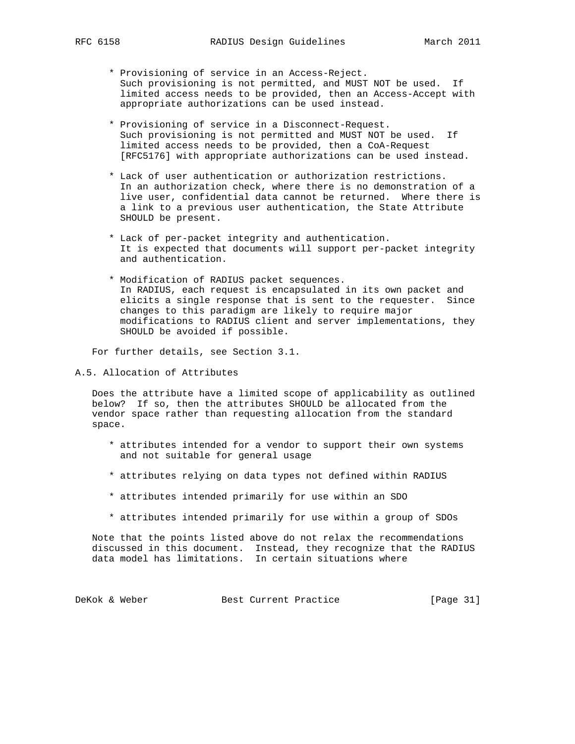* Provisioning of service in an Access-Reject.
  Such provisioning is not permitted, and MUST NOT be used. If limited access needs to be provided, then an Access-Accept with appropriate authorizations can be used instead.

* Provisioning of service in a Disconnect-Request.
  Such provisioning is not permitted and MUST NOT be used. If limited access needs to be provided, then a CoA-Request [RFC5176] with appropriate authorizations can be used instead.

* Lack of user authentication or authorization restrictions.
  In an authorization check, where there is no demonstration of a live user, confidential data cannot be returned. Where there is a link to a previous user authentication, the State Attribute SHOULD be present.

* Lack of per-packet integrity and authentication.
  It is expected that documents will support per-packet integrity and authentication.

* Modification of RADIUS packet sequences.
  In RADIUS, each request is encapsulated in its own packet and elicits a single response that is sent to the requester. Since changes to this paradigm are likely to require major modifications to RADIUS client and server implementations, they SHOULD be avoided if possible.

For further details, see Section 3.1.

## A.5. Allocation of Attributes

Does the attribute have a limited scope of applicability as outlined below? If so, then the attributes SHOULD be allocated from the vendor space rather than requesting allocation from the standard space.

* attributes intended for a vendor to support their own systems and not suitable for general usage

* attributes relying on data types not defined within RADIUS

* attributes intended primarily for use within an SDO

* attributes intended primarily for use within a group of SDOs

Note that the points listed above do not relax the recommendations discussed in this document. Instead, they recognize that the RADIUS data model has limitations. In certain situations where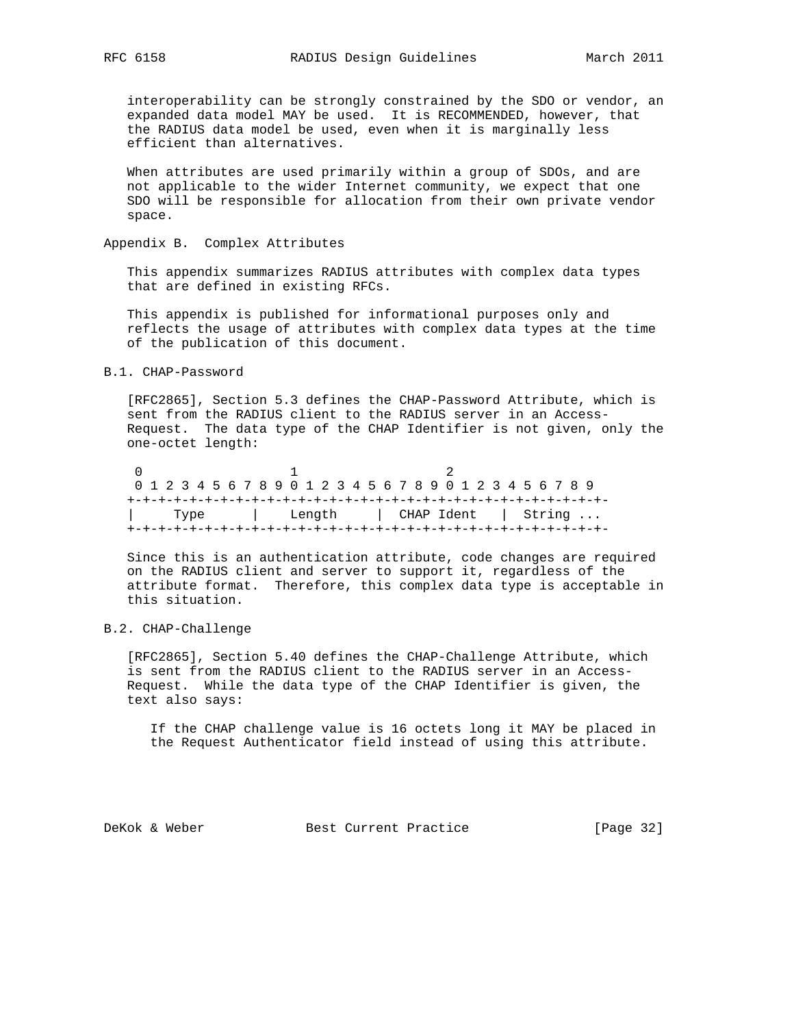interoperability can be strongly constrained by the SDO or vendor, an expanded data model MAY be used. It is RECOMMENDED, however, that the RADIUS data model be used, even when it is marginally less efficient than alternatives.

When attributes are used primarily within a group of SDOs, and are not applicable to the wider Internet community, we expect that one SDO will be responsible for allocation from their own private vendor space.

## Appendix B. Complex Attributes

This appendix summarizes RADIUS attributes with complex data types that are defined in existing RFCs.

This appendix is published for informational purposes only and reflects the usage of attributes with complex data types at the time of the publication of this document.

### B.1. CHAP-Password

[RFC2865], Section 5.3 defines the CHAP-Password Attribute, which is sent from the RADIUS client to the RADIUS server in an Access-Request. The data type of the CHAP Identifier is not given, only the one-octet length:

```
 0                   1                   2
 0 1 2 3 4 5 6 7 8 9 0 1 2 3 4 5 6 7 8 9 0 1 2 3 4 5 6 7 8 9
+-+-+-+-+-+-+-+-+-+-+-+-+-+-+-+-+-+-+-+-+-+-+-+-+-+-+-+-+-+-+-
|     Type      |    Length     |  CHAP Ident   |  String ...
+-+-+-+-+-+-+-+-+-+-+-+-+-+-+-+-+-+-+-+-+-+-+-+-+-+-+-+-+-+-+-
```

Since this is an authentication attribute, code changes are required on the RADIUS client and server to support it, regardless of the attribute format. Therefore, this complex data type is acceptable in this situation.

### B.2. CHAP-Challenge

[RFC2865], Section 5.40 defines the CHAP-Challenge Attribute, which is sent from the RADIUS client to the RADIUS server in an Access-Request. While the data type of the CHAP Identifier is given, the text also says:

> If the CHAP challenge value is 16 octets long it MAY be placed in the Request Authenticator field instead of using this attribute.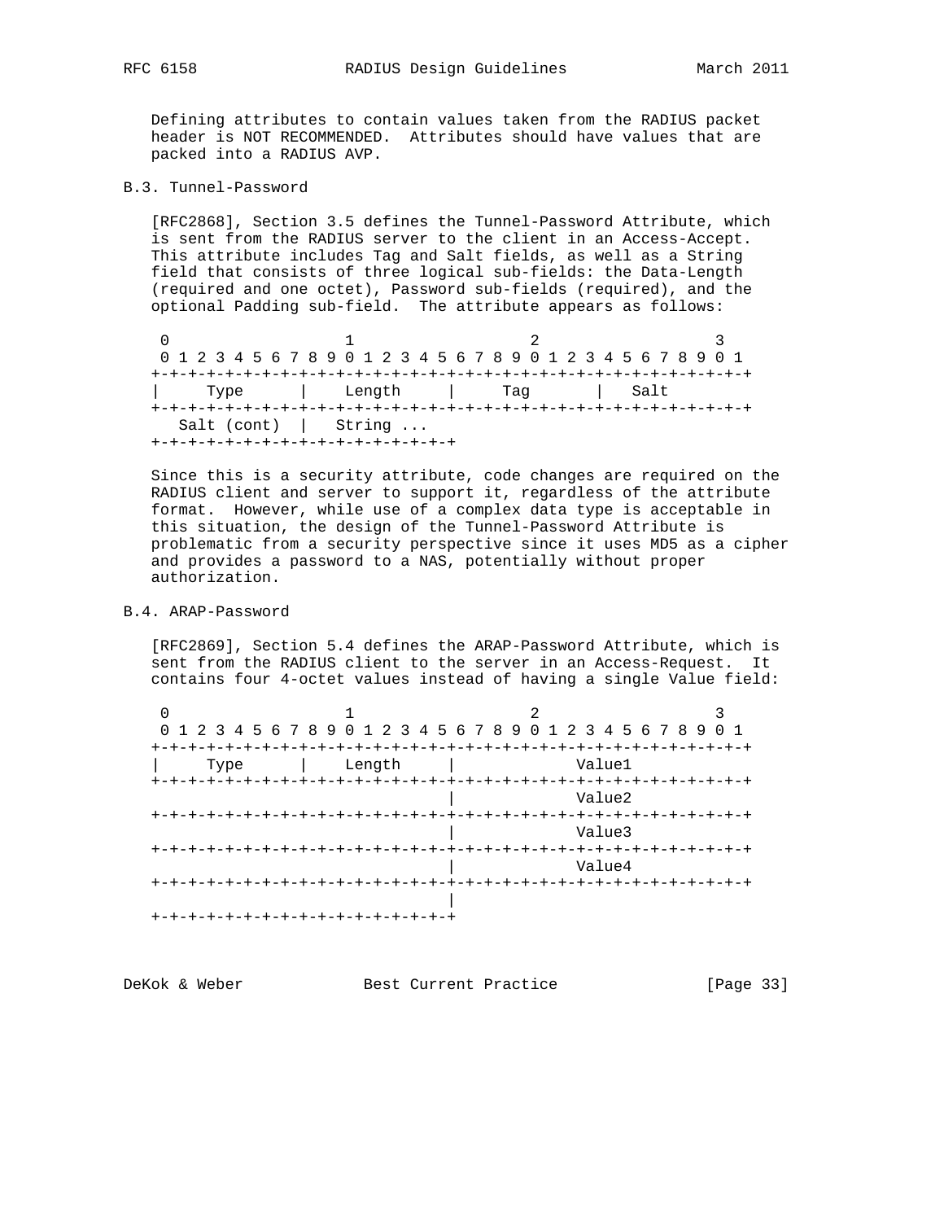Defining attributes to contain values taken from the RADIUS packet header is NOT RECOMMENDED. Attributes should have values that are packed into a RADIUS AVP.

### B.3. Tunnel-Password

[RFC2868], Section 3.5 defines the Tunnel-Password Attribute, which is sent from the RADIUS server to the client in an Access-Accept. This attribute includes Tag and Salt fields, as well as a String field that consists of three logical sub-fields: the Data-Length (required and one octet), Password sub-fields (required), and the optional Padding sub-field. The attribute appears as follows:

```
 0                   1                   2                   3
 0 1 2 3 4 5 6 7 8 9 0 1 2 3 4 5 6 7 8 9 0 1 2 3 4 5 6 7 8 9 0 1
+-+-+-+-+-+-+-+-+-+-+-+-+-+-+-+-+-+-+-+-+-+-+-+-+-+-+-+-+-+-+-+-+
|     Type      |    Length     |     Tag       |   Salt
+-+-+-+-+-+-+-+-+-+-+-+-+-+-+-+-+-+-+-+-+-+-+-+-+-+-+-+-+-+-+-+-+
   Salt (cont)  |   String ...
+-+-+-+-+-+-+-+-+-+-+-+-+-+-+-+-+
```

Since this is a security attribute, code changes are required on the RADIUS client and server to support it, regardless of the attribute format. However, while use of a complex data type is acceptable in this situation, the design of the Tunnel-Password Attribute is problematic from a security perspective since it uses MD5 as a cipher and provides a password to a NAS, potentially without proper authorization.

### B.4. ARAP-Password

[RFC2869], Section 5.4 defines the ARAP-Password Attribute, which is sent from the RADIUS client to the server in an Access-Request. It contains four 4-octet values instead of having a single Value field:

```
 0                   1                   2                   3
 0 1 2 3 4 5 6 7 8 9 0 1 2 3 4 5 6 7 8 9 0 1 2 3 4 5 6 7 8 9 0 1
+-+-+-+-+-+-+-+-+-+-+-+-+-+-+-+-+-+-+-+-+-+-+-+-+-+-+-+-+-+-+-+-+
|     Type      |    Length     |             Value1
+-+-+-+-+-+-+-+-+-+-+-+-+-+-+-+-+-+-+-+-+-+-+-+-+-+-+-+-+-+-+-+-+
                                |             Value2
+-+-+-+-+-+-+-+-+-+-+-+-+-+-+-+-+-+-+-+-+-+-+-+-+-+-+-+-+-+-+-+-+
                                |             Value3
+-+-+-+-+-+-+-+-+-+-+-+-+-+-+-+-+-+-+-+-+-+-+-+-+-+-+-+-+-+-+-+-+
                                |             Value4
+-+-+-+-+-+-+-+-+-+-+-+-+-+-+-+-+-+-+-+-+-+-+-+-+-+-+-+-+-+-+-+-+
                                |
+-+-+-+-+-+-+-+-+-+-+-+-+-+-+-+-+
```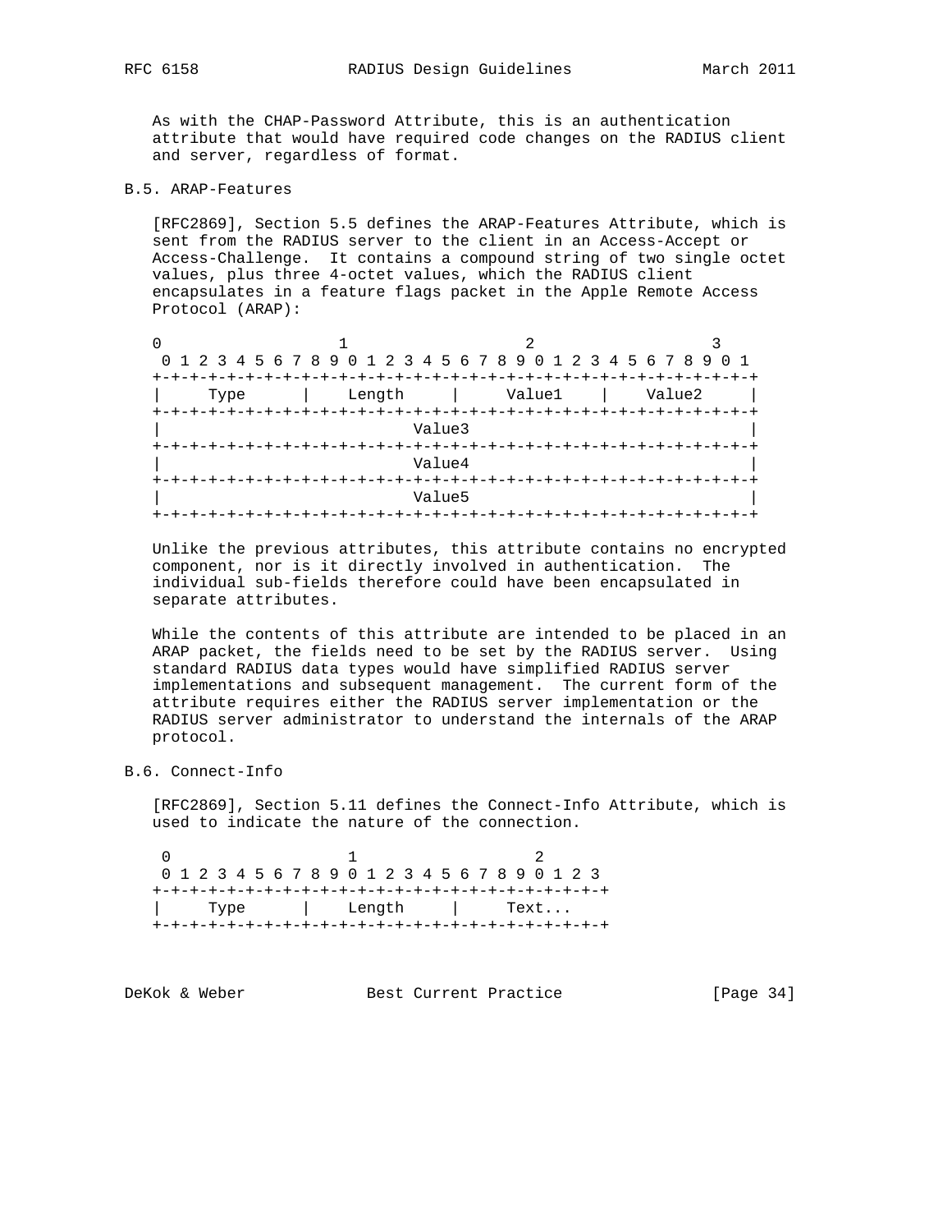As with the CHAP-Password Attribute, this is an authentication attribute that would have required code changes on the RADIUS client and server, regardless of format.

### B.5. ARAP-Features

[RFC2869], Section 5.5 defines the ARAP-Features Attribute, which is sent from the RADIUS server to the client in an Access-Accept or Access-Challenge. It contains a compound string of two single octet values, plus three 4-octet values, which the RADIUS client encapsulates in a feature flags packet in the Apple Remote Access Protocol (ARAP):

```
 0                   1                   2                   3
 0 1 2 3 4 5 6 7 8 9 0 1 2 3 4 5 6 7 8 9 0 1 2 3 4 5 6 7 8 9 0 1
+-+-+-+-+-+-+-+-+-+-+-+-+-+-+-+-+-+-+-+-+-+-+-+-+-+-+-+-+-+-+-+-+
|     Type      |    Length     |     Value1    |    Value2     |
+-+-+-+-+-+-+-+-+-+-+-+-+-+-+-+-+-+-+-+-+-+-+-+-+-+-+-+-+-+-+-+-+
|                           Value3                              |
+-+-+-+-+-+-+-+-+-+-+-+-+-+-+-+-+-+-+-+-+-+-+-+-+-+-+-+-+-+-+-+-+
|                           Value4                              |
+-+-+-+-+-+-+-+-+-+-+-+-+-+-+-+-+-+-+-+-+-+-+-+-+-+-+-+-+-+-+-+-+
|                           Value5                              |
+-+-+-+-+-+-+-+-+-+-+-+-+-+-+-+-+-+-+-+-+-+-+-+-+-+-+-+-+-+-+-+-+
```

Unlike the previous attributes, this attribute contains no encrypted component, nor is it directly involved in authentication. The individual sub-fields therefore could have been encapsulated in separate attributes.

While the contents of this attribute are intended to be placed in an ARAP packet, the fields need to be set by the RADIUS server. Using standard RADIUS data types would have simplified RADIUS server implementations and subsequent management. The current form of the attribute requires either the RADIUS server implementation or the RADIUS server administrator to understand the internals of the ARAP protocol.

### B.6. Connect-Info

[RFC2869], Section 5.11 defines the Connect-Info Attribute, which is used to indicate the nature of the connection.

```
 0                   1                   2
 0 1 2 3 4 5 6 7 8 9 0 1 2 3 4 5 6 7 8 9 0 1 2 3
+-+-+-+-+-+-+-+-+-+-+-+-+-+-+-+-+-+-+-+-+-+-+-+-+
|     Type      |    Length     |     Text...
+-+-+-+-+-+-+-+-+-+-+-+-+-+-+-+-+-+-+-+-+-+-+-+-+
```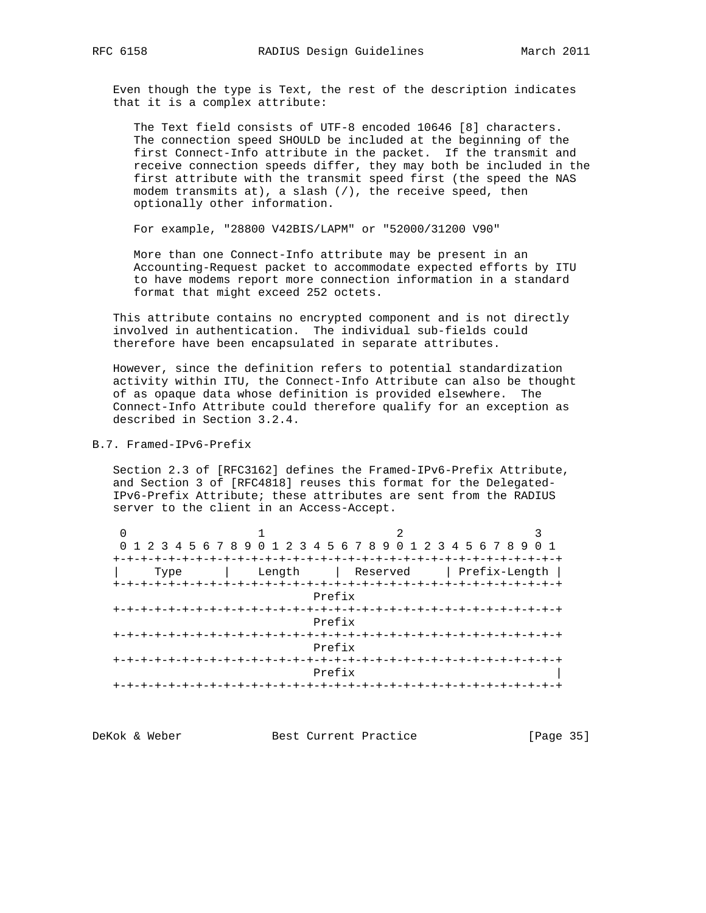Even though the type is Text, the rest of the description indicates that it is a complex attribute:

> The Text field consists of UTF-8 encoded 10646 [8] characters. The connection speed SHOULD be included at the beginning of the first Connect-Info attribute in the packet. If the transmit and receive connection speeds differ, they may both be included in the first attribute with the transmit speed first (the speed the NAS modem transmits at), a slash (/), the receive speed, then optionally other information.
>
> For example, "28800 V42BIS/LAPM" or "52000/31200 V90"
>
> More than one Connect-Info attribute may be present in an Accounting-Request packet to accommodate expected efforts by ITU to have modems report more connection information in a standard format that might exceed 252 octets.

This attribute contains no encrypted component and is not directly involved in authentication. The individual sub-fields could therefore have been encapsulated in separate attributes.

However, since the definition refers to potential standardization activity within ITU, the Connect-Info Attribute can also be thought of as opaque data whose definition is provided elsewhere. The Connect-Info Attribute could therefore qualify for an exception as described in Section 3.2.4.

## B.7. Framed-IPv6-Prefix

Section 2.3 of [RFC3162] defines the Framed-IPv6-Prefix Attribute, and Section 3 of [RFC4818] reuses this format for the Delegated-IPv6-Prefix Attribute; these attributes are sent from the RADIUS server to the client in an Access-Accept.

```
 0                   1                   2                   3
 0 1 2 3 4 5 6 7 8 9 0 1 2 3 4 5 6 7 8 9 0 1 2 3 4 5 6 7 8 9 0 1
+-+-+-+-+-+-+-+-+-+-+-+-+-+-+-+-+-+-+-+-+-+-+-+-+-+-+-+-+-+-+-+-+
|     Type      |    Length     |  Reserved     | Prefix-Length |
+-+-+-+-+-+-+-+-+-+-+-+-+-+-+-+-+-+-+-+-+-+-+-+-+-+-+-+-+-+-+-+-+
                                Prefix
+-+-+-+-+-+-+-+-+-+-+-+-+-+-+-+-+-+-+-+-+-+-+-+-+-+-+-+-+-+-+-+-+
                                Prefix
+-+-+-+-+-+-+-+-+-+-+-+-+-+-+-+-+-+-+-+-+-+-+-+-+-+-+-+-+-+-+-+-+
                                Prefix
+-+-+-+-+-+-+-+-+-+-+-+-+-+-+-+-+-+-+-+-+-+-+-+-+-+-+-+-+-+-+-+-+
                                Prefix                          |
+-+-+-+-+-+-+-+-+-+-+-+-+-+-+-+-+-+-+-+-+-+-+-+-+-+-+-+-+-+-+-+-+
```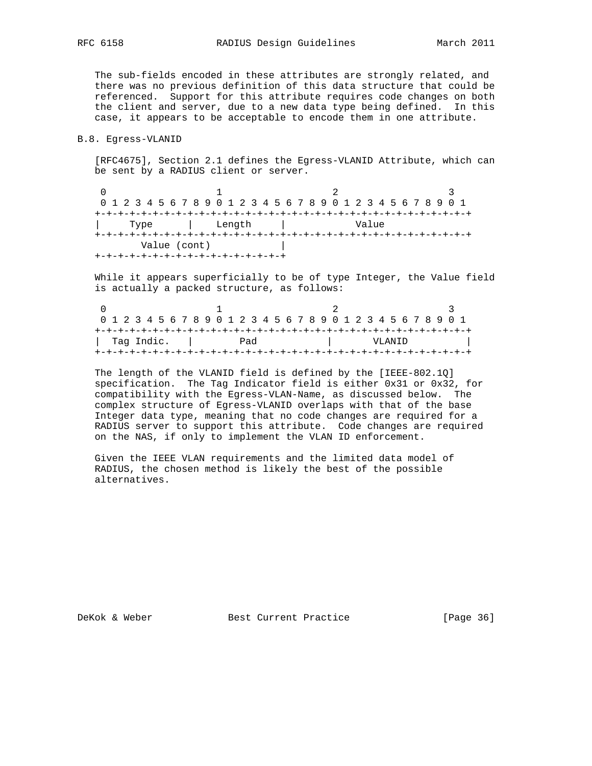The sub-fields encoded in these attributes are strongly related, and there was no previous definition of this data structure that could be referenced. Support for this attribute requires code changes on both the client and server, due to a new data type being defined. In this case, it appears to be acceptable to encode them in one attribute.

### B.8. Egress-VLANID

[RFC4675], Section 2.1 defines the Egress-VLANID Attribute, which can be sent by a RADIUS client or server.

```
 0                   1                   2                   3
 0 1 2 3 4 5 6 7 8 9 0 1 2 3 4 5 6 7 8 9 0 1 2 3 4 5 6 7 8 9 0 1
+-+-+-+-+-+-+-+-+-+-+-+-+-+-+-+-+-+-+-+-+-+-+-+-+-+-+-+-+-+-+-+-+
|     Type      |    Length     |            Value
+-+-+-+-+-+-+-+-+-+-+-+-+-+-+-+-+-+-+-+-+-+-+-+-+-+-+-+-+-+-+-+-+
       Value (cont)            |
+-+-+-+-+-+-+-+-+-+-+-+-+-+-+-+-+
```

While it appears superficially to be of type Integer, the Value field is actually a packed structure, as follows:

```
 0                   1                   2                   3
 0 1 2 3 4 5 6 7 8 9 0 1 2 3 4 5 6 7 8 9 0 1 2 3 4 5 6 7 8 9 0 1
+-+-+-+-+-+-+-+-+-+-+-+-+-+-+-+-+-+-+-+-+-+-+-+-+-+-+-+-+-+-+-+-+
|  Tag Indic.   |        Pad            |       VLANID          |
+-+-+-+-+-+-+-+-+-+-+-+-+-+-+-+-+-+-+-+-+-+-+-+-+-+-+-+-+-+-+-+-+
```

The length of the VLANID field is defined by the [IEEE-802.1Q] specification. The Tag Indicator field is either 0x31 or 0x32, for compatibility with the Egress-VLAN-Name, as discussed below. The complex structure of Egress-VLANID overlaps with that of the base Integer data type, meaning that no code changes are required for a RADIUS server to support this attribute. Code changes are required on the NAS, if only to implement the VLAN ID enforcement.

Given the IEEE VLAN requirements and the limited data model of RADIUS, the chosen method is likely the best of the possible alternatives.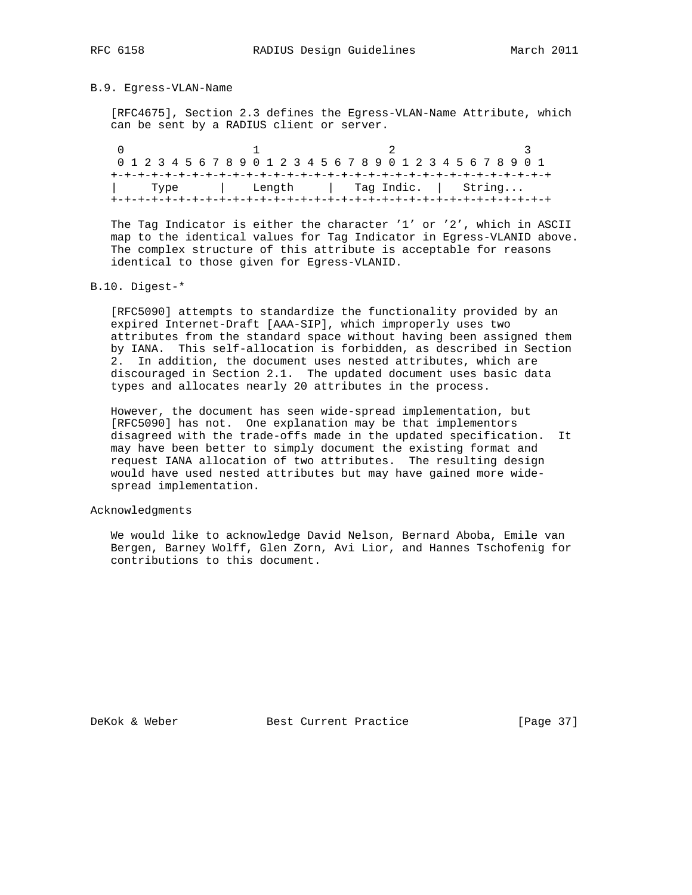### B.9. Egress-VLAN-Name

[RFC4675], Section 2.3 defines the Egress-VLAN-Name Attribute, which can be sent by a RADIUS client or server.

```
 0                   1                   2                   3
 0 1 2 3 4 5 6 7 8 9 0 1 2 3 4 5 6 7 8 9 0 1 2 3 4 5 6 7 8 9 0 1
+-+-+-+-+-+-+-+-+-+-+-+-+-+-+-+-+-+-+-+-+-+-+-+-+-+-+-+-+-+-+-+-+
|     Type      |    Length     |   Tag Indic.  |   String...
+-+-+-+-+-+-+-+-+-+-+-+-+-+-+-+-+-+-+-+-+-+-+-+-+-+-+-+-+-+-+-+-+
```

The Tag Indicator is either the character '1' or '2', which in ASCII map to the identical values for Tag Indicator in Egress-VLANID above. The complex structure of this attribute is acceptable for reasons identical to those given for Egress-VLANID.

### B.10. Digest-*

[RFC5090] attempts to standardize the functionality provided by an expired Internet-Draft [AAA-SIP], which improperly uses two attributes from the standard space without having been assigned them by IANA. This self-allocation is forbidden, as described in Section 2. In addition, the document uses nested attributes, which are discouraged in Section 2.1. The updated document uses basic data types and allocates nearly 20 attributes in the process.

However, the document has seen wide-spread implementation, but [RFC5090] has not. One explanation may be that implementors disagreed with the trade-offs made in the updated specification. It may have been better to simply document the existing format and request IANA allocation of two attributes. The resulting design would have used nested attributes but may have gained more wide-spread implementation.

## Acknowledgments

We would like to acknowledge David Nelson, Bernard Aboba, Emile van Bergen, Barney Wolff, Glen Zorn, Avi Lior, and Hannes Tschofenig for contributions to this document.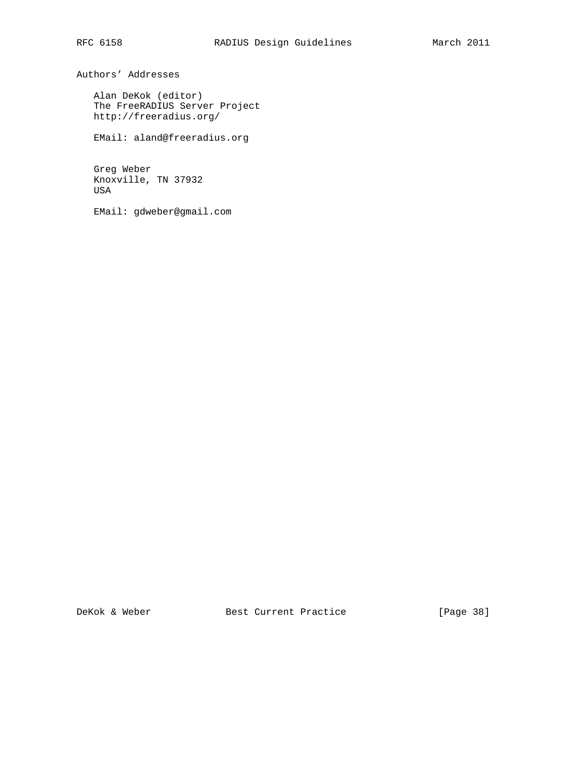## Authors' Addresses

Alan DeKok (editor)
The FreeRADIUS Server Project
http://freeradius.org/

EMail: aland@freeradius.org

Greg Weber
Knoxville, TN 37932
USA

EMail: gdweber@gmail.com